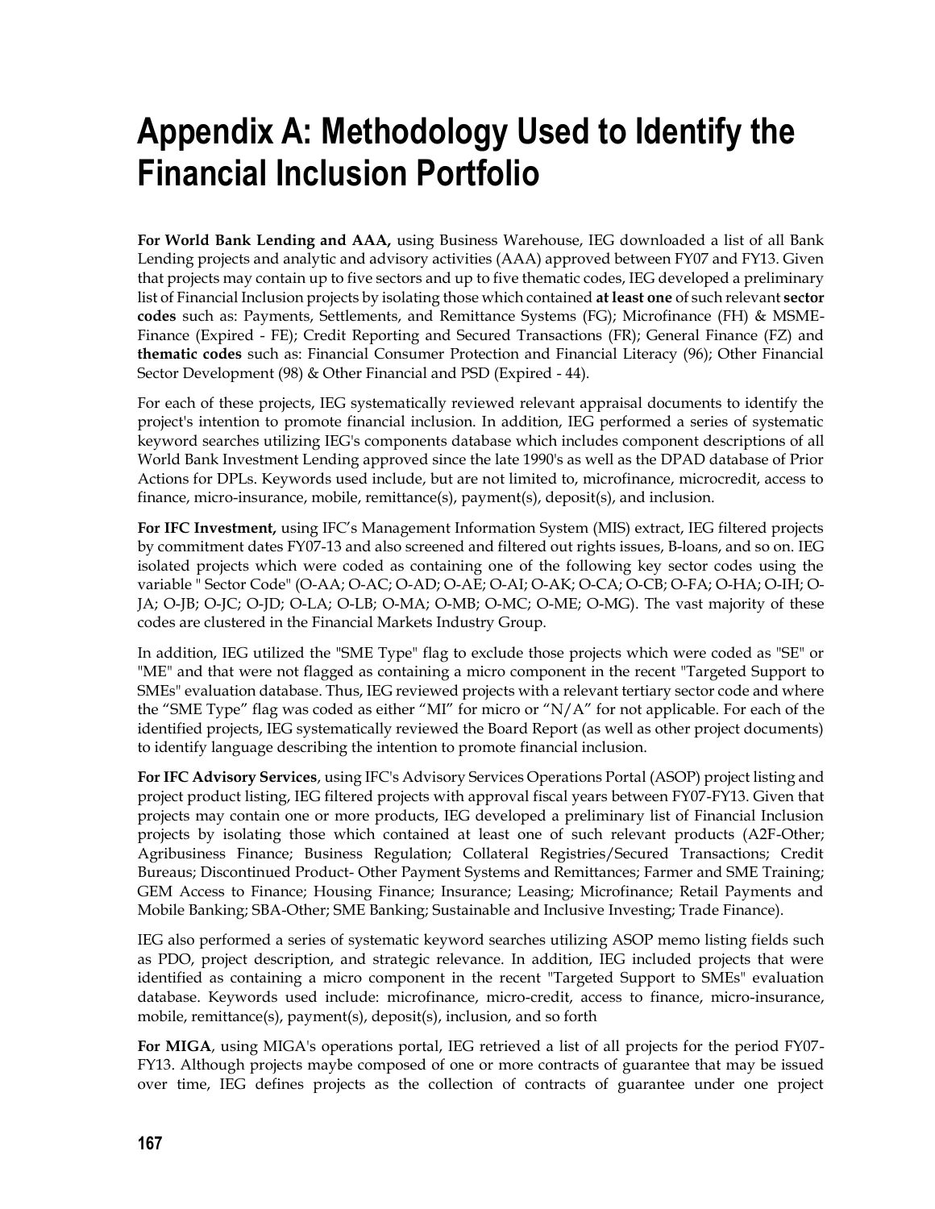# Appendix A: Methodology Used to Identify the Financial Inclusion Portfolio

**For World Bank Lending and AAA,** using Business Warehouse, IEG downloaded a list of all Bank Lending projects and analytic and advisory activities (AAA) approved between FY07 and FY13. Given that projects may contain up to five sectors and up to five thematic codes, IEG developed a preliminary list of Financial Inclusion projects by isolating those which contained **at least one** of such relevant **sector codes** such as: Payments, Settlements, and Remittance Systems (FG); Microfinance (FH) & MSME-Finance (Expired - FE); Credit Reporting and Secured Transactions (FR); General Finance (FZ) and **thematic codes** such as: Financial Consumer Protection and Financial Literacy (96); Other Financial Sector Development (98) & Other Financial and PSD (Expired - 44).

For each of these projects, IEG systematically reviewed relevant appraisal documents to identify the project's intention to promote financial inclusion. In addition, IEG performed a series of systematic keyword searches utilizing IEG's components database which includes component descriptions of all World Bank Investment Lending approved since the late 1990's as well as the DPAD database of Prior Actions for DPLs. Keywords used include, but are not limited to, microfinance, microcredit, access to finance, micro-insurance, mobile, remittance(s), payment(s), deposit(s), and inclusion.

**For IFC Investment,** using IFC's Management Information System (MIS) extract, IEG filtered projects by commitment dates FY07-13 and also screened and filtered out rights issues, B-loans, and so on. IEG isolated projects which were coded as containing one of the following key sector codes using the variable " Sector Code" (O-AA; O-AC; O-AD; O-AE; O-AI; O-AK; O-CA; O-CB; O-FA; O-HA; O-IH; O-JA; O-JB; O-JC; O-JD; O-LA; O-LB; O-MA; O-MB; O-MC; O-ME; O-MG). The vast majority of these codes are clustered in the Financial Markets Industry Group.

In addition, IEG utilized the "SME Type" flag to exclude those projects which were coded as "SE" or "ME" and that were not flagged as containing a micro component in the recent "Targeted Support to SMEs" evaluation database. Thus, IEG reviewed projects with a relevant tertiary sector code and where the "SME Type" flag was coded as either "MI" for micro or "N/A" for not applicable. For each of the identified projects, IEG systematically reviewed the Board Report (as well as other project documents) to identify language describing the intention to promote financial inclusion.

**For IFC Advisory Services**, using IFC's Advisory Services Operations Portal (ASOP) project listing and project product listing, IEG filtered projects with approval fiscal years between FY07-FY13. Given that projects may contain one or more products, IEG developed a preliminary list of Financial Inclusion projects by isolating those which contained at least one of such relevant products (A2F-Other; Agribusiness Finance; Business Regulation; Collateral Registries/Secured Transactions; Credit Bureaus; Discontinued Product- Other Payment Systems and Remittances; Farmer and SME Training; GEM Access to Finance; Housing Finance; Insurance; Leasing; Microfinance; Retail Payments and Mobile Banking; SBA-Other; SME Banking; Sustainable and Inclusive Investing; Trade Finance).

IEG also performed a series of systematic keyword searches utilizing ASOP memo listing fields such as PDO, project description, and strategic relevance. In addition, IEG included projects that were identified as containing a micro component in the recent "Targeted Support to SMEs" evaluation database. Keywords used include: microfinance, micro-credit, access to finance, micro-insurance, mobile, remittance(s), payment(s), deposit(s), inclusion, and so forth

**For MIGA**, using MIGA's operations portal, IEG retrieved a list of all projects for the period FY07-FY13. Although projects maybe composed of one or more contracts of guarantee that may be issued over time, IEG defines projects as the collection of contracts of guarantee under one project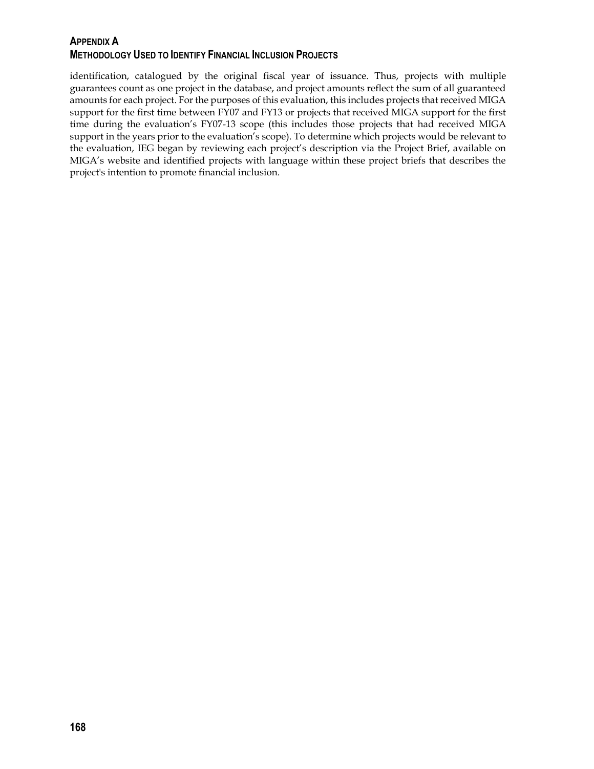identification, catalogued by the original fiscal year of issuance. Thus, projects with multiple guarantees count as one project in the database, and project amounts reflect the sum of all guaranteed amounts for each project. For the purposes of this evaluation, this includes projects that received MIGA support for the first time between FY07 and FY13 or projects that received MIGA support for the first time during the evaluation's FY07-13 scope (this includes those projects that had received MIGA support in the years prior to the evaluation's scope). To determine which projects would be relevant to the evaluation, IEG began by reviewing each project's description via the Project Brief, available on MIGA's website and identified projects with language within these project briefs that describes the project's intention to promote financial inclusion.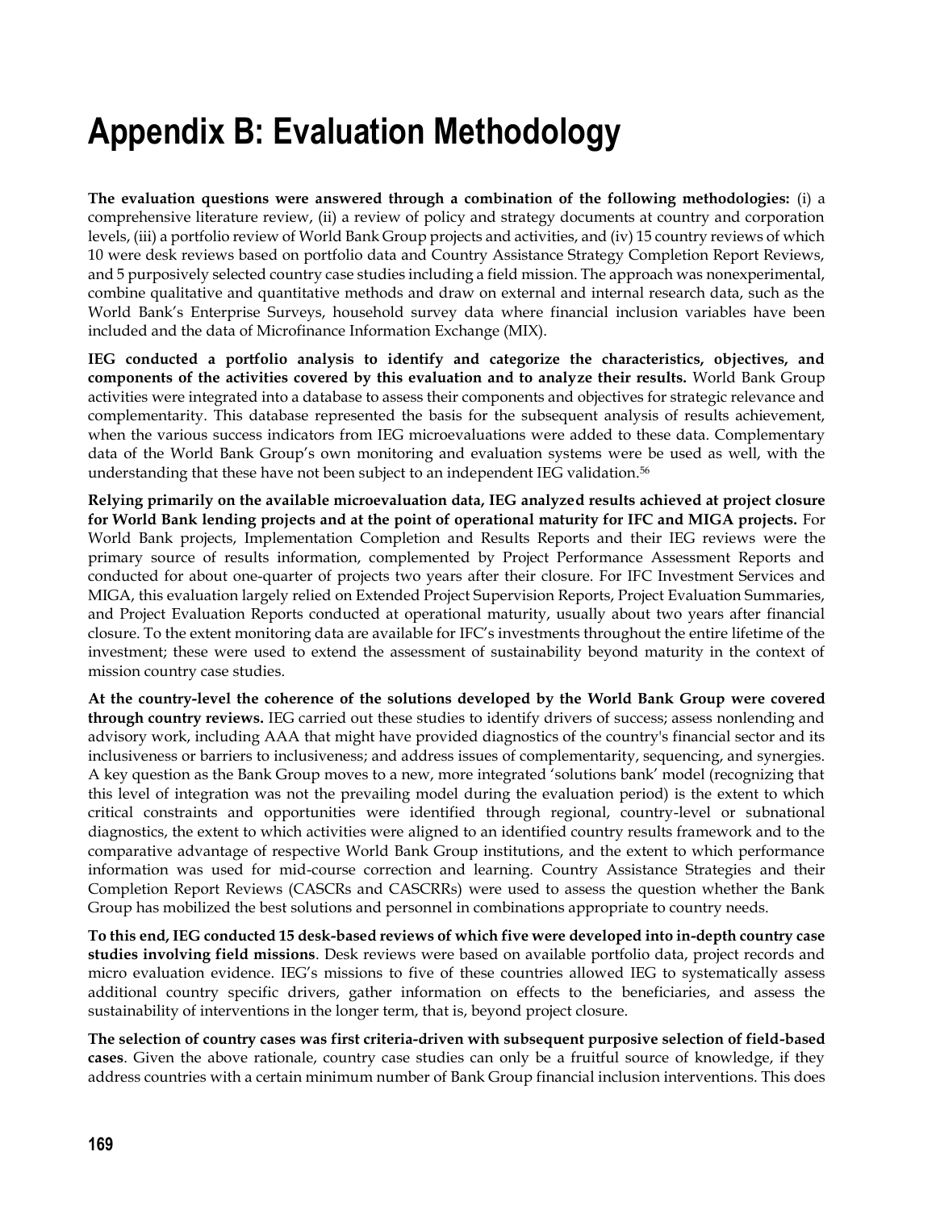# Appendix B: Evaluation Methodology

**The evaluation questions were answered through a combination of the following methodologies:** (i) a comprehensive literature review, (ii) a review of policy and strategy documents at country and corporation levels, (iii) a portfolio review of World Bank Group projects and activities, and (iv) 15 country reviews of which 10 were desk reviews based on portfolio data and Country Assistance Strategy Completion Report Reviews, and 5 purposively selected country case studies including a field mission. The approach was nonexperimental, combine qualitative and quantitative methods and draw on external and internal research data, such as the World Bank's Enterprise Surveys, household survey data where financial inclusion variables have been included and the data of Microfinance Information Exchange (MIX).

**IEG conducted a portfolio analysis to identify and categorize the characteristics, objectives, and components of the activities covered by this evaluation and to analyze their results.** World Bank Group activities were integrated into a database to assess their components and objectives for strategic relevance and complementarity. This database represented the basis for the subsequent analysis of results achievement, when the various success indicators from IEG microevaluations were added to these data. Complementary data of the World Bank Group's own monitoring and evaluation systems were be used as well, with the understanding that these have not been subject to an independent IEG validation.[56]

**Relying primarily on the available microevaluation data, IEG analyzed results achieved at project closure for World Bank lending projects and at the point of operational maturity for IFC and MIGA projects.** For World Bank projects, Implementation Completion and Results Reports and their IEG reviews were the primary source of results information, complemented by Project Performance Assessment Reports and conducted for about one-quarter of projects two years after their closure. For IFC Investment Services and MIGA, this evaluation largely relied on Extended Project Supervision Reports, Project Evaluation Summaries, and Project Evaluation Reports conducted at operational maturity, usually about two years after financial closure. To the extent monitoring data are available for IFC's investments throughout the entire lifetime of the investment; these were used to extend the assessment of sustainability beyond maturity in the context of mission country case studies.

**At the country-level the coherence of the solutions developed by the World Bank Group were covered through country reviews.** IEG carried out these studies to identify drivers of success; assess nonlending and advisory work, including AAA that might have provided diagnostics of the country's financial sector and its inclusiveness or barriers to inclusiveness; and address issues of complementarity, sequencing, and synergies. A key question as the Bank Group moves to a new, more integrated 'solutions bank' model (recognizing that this level of integration was not the prevailing model during the evaluation period) is the extent to which critical constraints and opportunities were identified through regional, country-level or subnational diagnostics, the extent to which activities were aligned to an identified country results framework and to the comparative advantage of respective World Bank Group institutions, and the extent to which performance information was used for mid-course correction and learning. Country Assistance Strategies and their Completion Report Reviews (CASCRs and CASCRRs) were used to assess the question whether the Bank Group has mobilized the best solutions and personnel in combinations appropriate to country needs.

**To this end, IEG conducted 15 desk-based reviews of which five were developed into in-depth country case studies involving field missions**. Desk reviews were based on available portfolio data, project records and micro evaluation evidence. IEG's missions to five of these countries allowed IEG to systematically assess additional country specific drivers, gather information on effects to the beneficiaries, and assess the sustainability of interventions in the longer term, that is, beyond project closure.

**The selection of country cases was first criteria-driven with subsequent purposive selection of field-based cases**. Given the above rationale, country case studies can only be a fruitful source of knowledge, if they address countries with a certain minimum number of Bank Group financial inclusion interventions. This does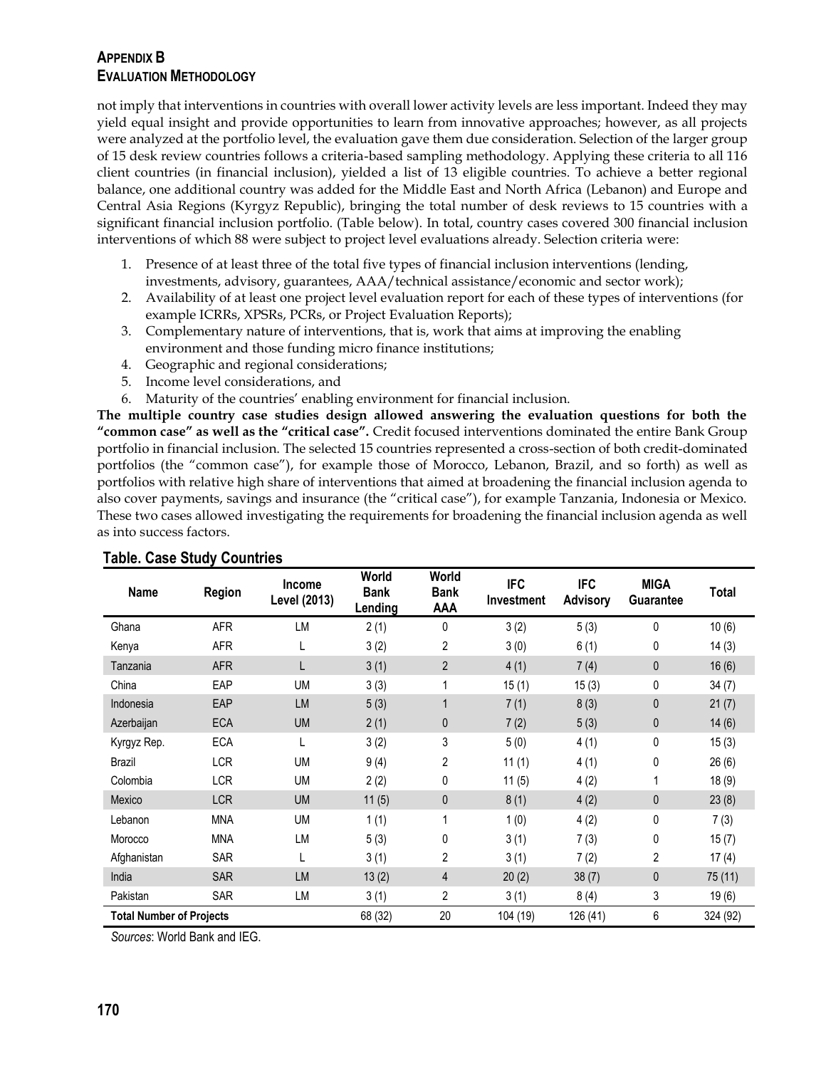**APPENDIX B**
**EVALUATION METHODOLOGY**

not imply that interventions in countries with overall lower activity levels are less important. Indeed they may yield equal insight and provide opportunities to learn from innovative approaches; however, as all projects were analyzed at the portfolio level, the evaluation gave them due consideration. Selection of the larger group of 15 desk review countries follows a criteria-based sampling methodology. Applying these criteria to all 116 client countries (in financial inclusion), yielded a list of 13 eligible countries. To achieve a better regional balance, one additional country was added for the Middle East and North Africa (Lebanon) and Europe and Central Asia Regions (Kyrgyz Republic), bringing the total number of desk reviews to 15 countries with a significant financial inclusion portfolio. (Table below). In total, country cases covered 300 financial inclusion interventions of which 88 were subject to project level evaluations already. Selection criteria were:

1. Presence of at least three of the total five types of financial inclusion interventions (lending, investments, advisory, guarantees, AAA/technical assistance/economic and sector work);
2. Availability of at least one project level evaluation report for each of these types of interventions (for example ICRRs, XPSRs, PCRs, or Project Evaluation Reports);
3. Complementary nature of interventions, that is, work that aims at improving the enabling environment and those funding micro finance institutions;
4. Geographic and regional considerations;
5. Income level considerations, and
6. Maturity of the countries' enabling environment for financial inclusion.

**The multiple country case studies design allowed answering the evaluation questions for both the "common case" as well as the "critical case".** Credit focused interventions dominated the entire Bank Group portfolio in financial inclusion. The selected 15 countries represented a cross-section of both credit-dominated portfolios (the "common case"), for example those of Morocco, Lebanon, Brazil, and so forth) as well as portfolios with relative high share of interventions that aimed at broadening the financial inclusion agenda to also cover payments, savings and insurance (the "critical case"), for example Tanzania, Indonesia or Mexico. These two cases allowed investigating the requirements for broadening the financial inclusion agenda as well as into success factors.

**Table. Case Study Countries**

| Name | Region | Income Level (2013) | World Bank Lending | World Bank AAA | IFC Investment | IFC Advisory | MIGA Guarantee | Total |
|---|---|---|---|---|---|---|---|---|
| Ghana | AFR | LM | 2 (1) | 0 | 3 (2) | 5 (3) | 0 | 10 (6) |
| Kenya | AFR | L | 3 (2) | 2 | 3 (0) | 6 (1) | 0 | 14 (3) |
| Tanzania | AFR | L | 3 (1) | 2 | 4 (1) | 7 (4) | 0 | 16 (6) |
| China | EAP | UM | 3 (3) | 1 | 15 (1) | 15 (3) | 0 | 34 (7) |
| Indonesia | EAP | LM | 5 (3) | 1 | 7 (1) | 8 (3) | 0 | 21 (7) |
| Azerbaijan | ECA | UM | 2 (1) | 0 | 7 (2) | 5 (3) | 0 | 14 (6) |
| Kyrgyz Rep. | ECA | L | 3 (2) | 3 | 5 (0) | 4 (1) | 0 | 15 (3) |
| Brazil | LCR | UM | 9 (4) | 2 | 11 (1) | 4 (1) | 0 | 26 (6) |
| Colombia | LCR | UM | 2 (2) | 0 | 11 (5) | 4 (2) | 1 | 18 (9) |
| Mexico | LCR | UM | 11 (5) | 0 | 8 (1) | 4 (2) | 0 | 23 (8) |
| Lebanon | MNA | UM | 1 (1) | 1 | 1 (0) | 4 (2) | 0 | 7 (3) |
| Morocco | MNA | LM | 5 (3) | 0 | 3 (1) | 7 (3) | 0 | 15 (7) |
| Afghanistan | SAR | L | 3 (1) | 2 | 3 (1) | 7 (2) | 2 | 17 (4) |
| India | SAR | LM | 13 (2) | 4 | 20 (2) | 38 (7) | 0 | 75 (11) |
| Pakistan | SAR | LM | 3 (1) | 2 | 3 (1) | 8 (4) | 3 | 19 (6) |
| **Total Number of Projects** | | | 68 (32) | 20 | 104 (19) | 126 (41) | 6 | 324 (92) |

*Sources*: World Bank and IEG.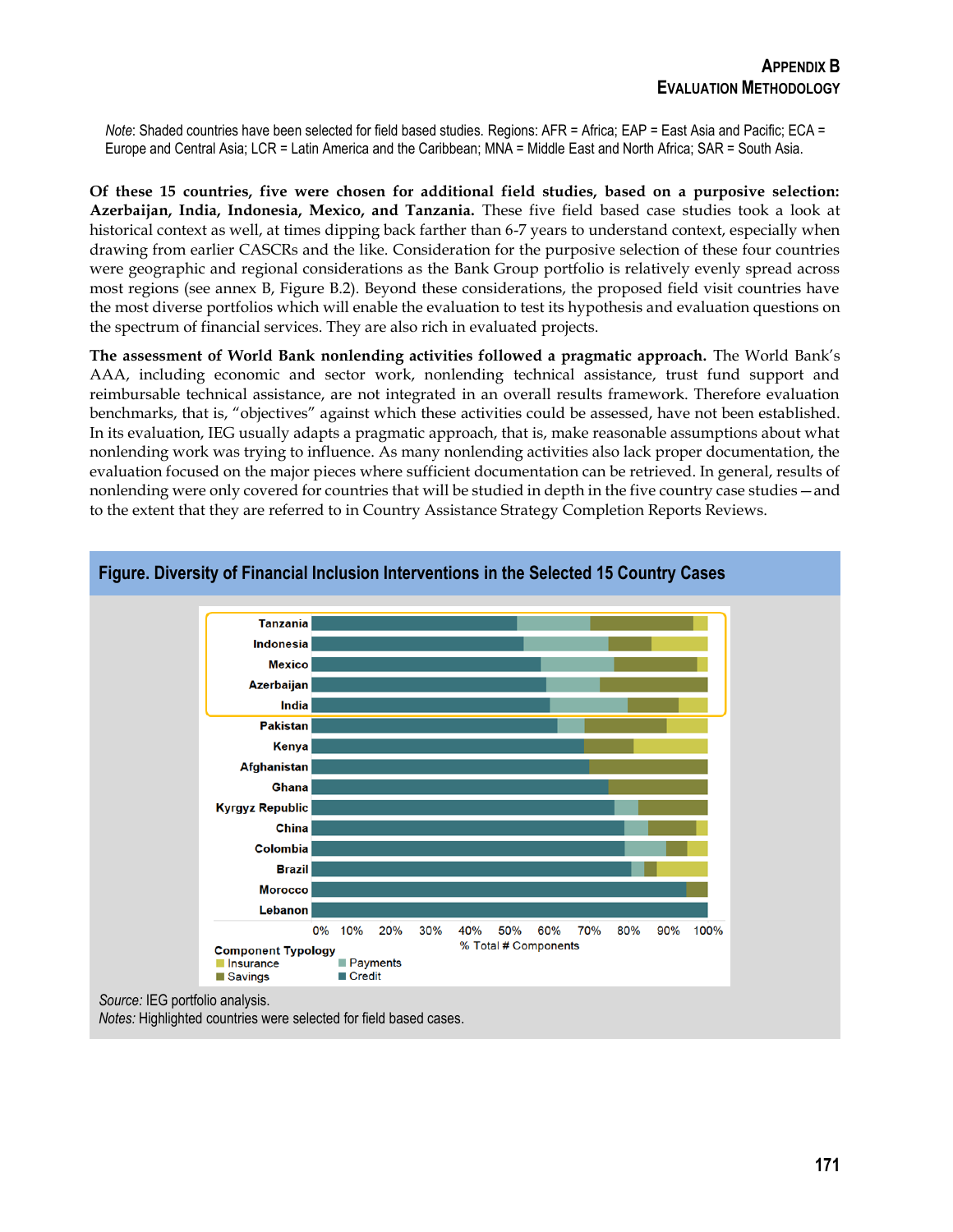*Note*: Shaded countries have been selected for field based studies. Regions: AFR = Africa; EAP = East Asia and Pacific; ECA = Europe and Central Asia; LCR = Latin America and the Caribbean; MNA = Middle East and North Africa; SAR = South Asia.

**Of these 15 countries, five were chosen for additional field studies, based on a purposive selection: Azerbaijan, India, Indonesia, Mexico, and Tanzania.** These five field based case studies took a look at historical context as well, at times dipping back farther than 6-7 years to understand context, especially when drawing from earlier CASCRs and the like. Consideration for the purposive selection of these four countries were geographic and regional considerations as the Bank Group portfolio is relatively evenly spread across most regions (see annex B, Figure B.2). Beyond these considerations, the proposed field visit countries have the most diverse portfolios which will enable the evaluation to test its hypothesis and evaluation questions on the spectrum of financial services. They are also rich in evaluated projects.

**The assessment of World Bank nonlending activities followed a pragmatic approach.** The World Bank's AAA, including economic and sector work, nonlending technical assistance, trust fund support and reimbursable technical assistance, are not integrated in an overall results framework. Therefore evaluation benchmarks, that is, "objectives" against which these activities could be assessed, have not been established. In its evaluation, IEG usually adapts a pragmatic approach, that is, make reasonable assumptions about what nonlending work was trying to influence. As many nonlending activities also lack proper documentation, the evaluation focused on the major pieces where sufficient documentation can be retrieved. In general, results of nonlending were only covered for countries that will be studied in depth in the five country case studies—and to the extent that they are referred to in Country Assistance Strategy Completion Reports Reviews.

**Figure. Diversity of Financial Inclusion Interventions in the Selected 15 Country Cases**

*Source:* IEG portfolio analysis.
*Notes:* Highlighted countries were selected for field based cases.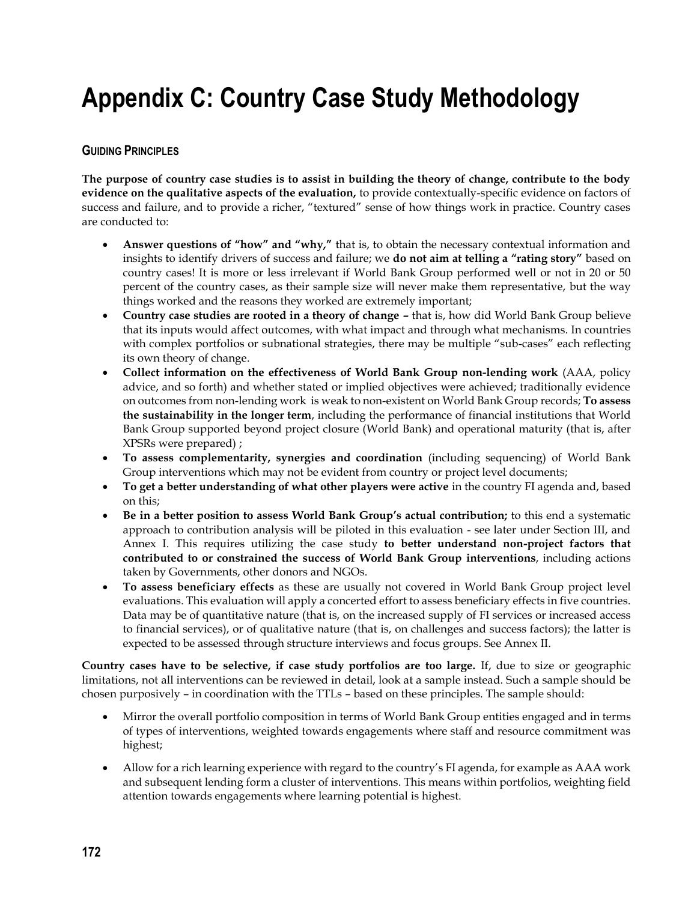# Appendix C: Country Case Study Methodology

## GUIDING PRINCIPLES

**The purpose of country case studies is to assist in building the theory of change, contribute to the body evidence on the qualitative aspects of the evaluation,** to provide contextually-specific evidence on factors of success and failure, and to provide a richer, "textured" sense of how things work in practice. Country cases are conducted to:

- **Answer questions of "how" and "why,"** that is, to obtain the necessary contextual information and insights to identify drivers of success and failure; we **do not aim at telling a "rating story"** based on country cases! It is more or less irrelevant if World Bank Group performed well or not in 20 or 50 percent of the country cases, as their sample size will never make them representative, but the way things worked and the reasons they worked are extremely important;
- **Country case studies are rooted in a theory of change –** that is, how did World Bank Group believe that its inputs would affect outcomes, with what impact and through what mechanisms. In countries with complex portfolios or subnational strategies, there may be multiple "sub-cases" each reflecting its own theory of change.
- **Collect information on the effectiveness of World Bank Group non-lending work** (AAA, policy advice, and so forth) and whether stated or implied objectives were achieved; traditionally evidence on outcomes from non-lending work is weak to non-existent on World Bank Group records; **To assess the sustainability in the longer term**, including the performance of financial institutions that World Bank Group supported beyond project closure (World Bank) and operational maturity (that is, after XPSRs were prepared) ;
- **To assess complementarity, synergies and coordination** (including sequencing) of World Bank Group interventions which may not be evident from country or project level documents;
- **To get a better understanding of what other players were active** in the country FI agenda and, based on this;
- **Be in a better position to assess World Bank Group's actual contribution;** to this end a systematic approach to contribution analysis will be piloted in this evaluation - see later under Section III, and Annex I. This requires utilizing the case study **to better understand non-project factors that contributed to or constrained the success of World Bank Group interventions**, including actions taken by Governments, other donors and NGOs.
- **To assess beneficiary effects** as these are usually not covered in World Bank Group project level evaluations. This evaluation will apply a concerted effort to assess beneficiary effects in five countries. Data may be of quantitative nature (that is, on the increased supply of FI services or increased access to financial services), or of qualitative nature (that is, on challenges and success factors); the latter is expected to be assessed through structure interviews and focus groups. See Annex II.

**Country cases have to be selective, if case study portfolios are too large.** If, due to size or geographic limitations, not all interventions can be reviewed in detail, look at a sample instead. Such a sample should be chosen purposively – in coordination with the TTLs – based on these principles. The sample should:

- Mirror the overall portfolio composition in terms of World Bank Group entities engaged and in terms of types of interventions, weighted towards engagements where staff and resource commitment was highest;
- Allow for a rich learning experience with regard to the country's FI agenda, for example as AAA work and subsequent lending form a cluster of interventions. This means within portfolios, weighting field attention towards engagements where learning potential is highest.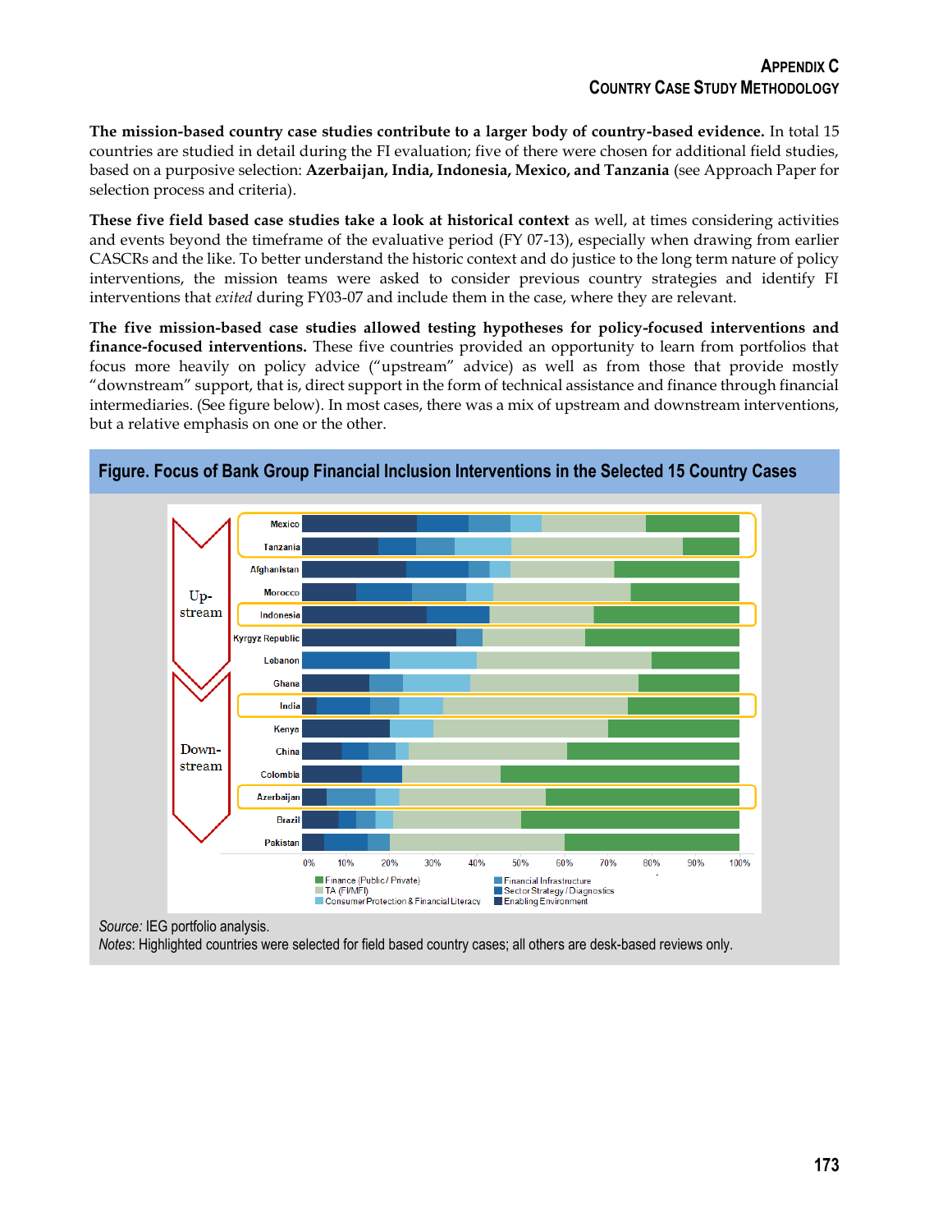The mission-based country case studies contribute to a larger body of country-based evidence. In total 15 countries are studied in detail during the FI evaluation; five of there were chosen for additional field studies, based on a purposive selection: **Azerbaijan, India, Indonesia, Mexico, and Tanzania** (see Approach Paper for selection process and criteria).

**These five field based case studies take a look at historical context** as well, at times considering activities and events beyond the timeframe of the evaluative period (FY 07-13), especially when drawing from earlier CASCRs and the like. To better understand the historic context and do justice to the long term nature of policy interventions, the mission teams were asked to consider previous country strategies and identify FI interventions that *exited* during FY03-07 and include them in the case, where they are relevant.

**The five mission-based case studies allowed testing hypotheses for policy-focused interventions and finance-focused interventions.** These five countries provided an opportunity to learn from portfolios that focus more heavily on policy advice ("upstream" advice) as well as from those that provide mostly "downstream" support, that is, direct support in the form of technical assistance and finance through financial intermediaries. (See figure below). In most cases, there was a mix of upstream and downstream interventions, but a relative emphasis on one or the other.

**Figure. Focus of Bank Group Financial Inclusion Interventions in the Selected 15 Country Cases**

*Source:* IEG portfolio analysis.
*Notes*: Highlighted countries were selected for field based country cases; all others are desk-based reviews only.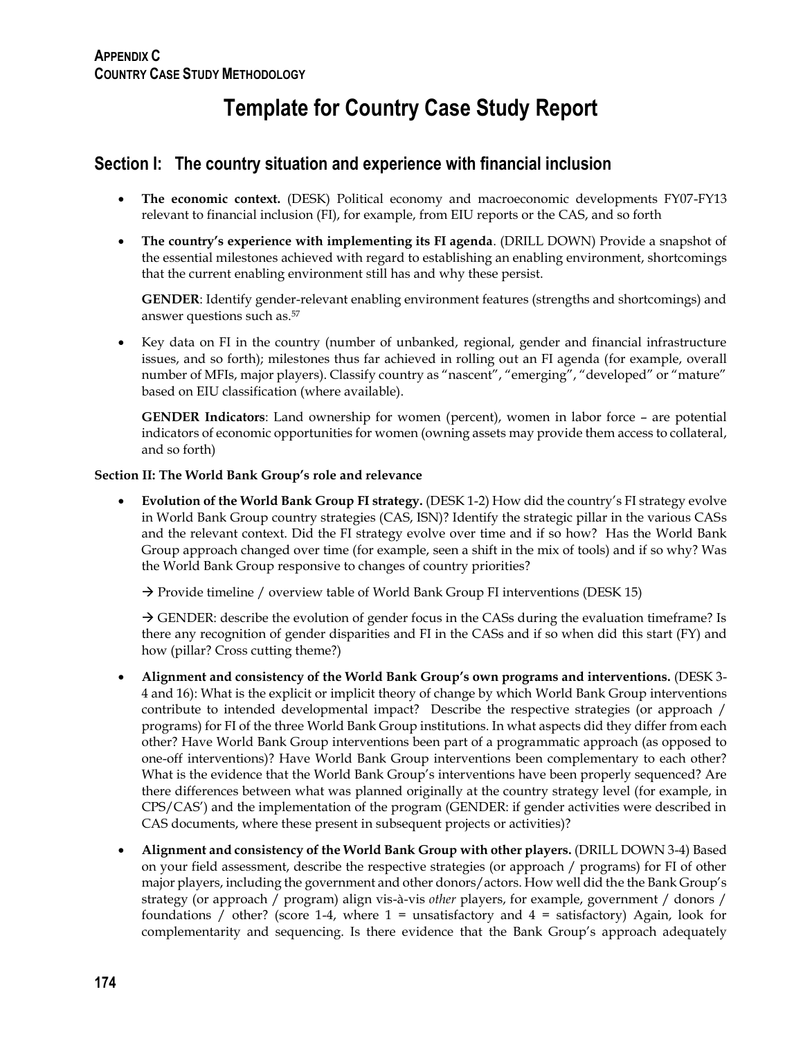**APPENDIX C**
**COUNTRY CASE STUDY METHODOLOGY**

# Template for Country Case Study Report

## Section I: The country situation and experience with financial inclusion

- **The economic context.** (DESK) Political economy and macroeconomic developments FY07-FY13 relevant to financial inclusion (FI), for example, from EIU reports or the CAS, and so forth
- **The country's experience with implementing its FI agenda**. (DRILL DOWN) Provide a snapshot of the essential milestones achieved with regard to establishing an enabling environment, shortcomings that the current enabling environment still has and why these persist.

  **GENDER**: Identify gender-relevant enabling environment features (strengths and shortcomings) and answer questions such as.[57]

- Key data on FI in the country (number of unbanked, regional, gender and financial infrastructure issues, and so forth); milestones thus far achieved in rolling out an FI agenda (for example, overall number of MFIs, major players). Classify country as "nascent", "emerging", "developed" or "mature" based on EIU classification (where available).

  **GENDER Indicators**: Land ownership for women (percent), women in labor force – are potential indicators of economic opportunities for women (owning assets may provide them access to collateral, and so forth)

**Section II: The World Bank Group's role and relevance**

- **Evolution of the World Bank Group FI strategy.** (DESK 1-2) How did the country's FI strategy evolve in World Bank Group country strategies (CAS, ISN)? Identify the strategic pillar in the various CASs and the relevant context. Did the FI strategy evolve over time and if so how? Has the World Bank Group approach changed over time (for example, seen a shift in the mix of tools) and if so why? Was the World Bank Group responsive to changes of country priorities?

  → Provide timeline / overview table of World Bank Group FI interventions (DESK 15)

  → GENDER: describe the evolution of gender focus in the CASs during the evaluation timeframe? Is there any recognition of gender disparities and FI in the CASs and if so when did this start (FY) and how (pillar? Cross cutting theme?)

- **Alignment and consistency of the World Bank Group's own programs and interventions.** (DESK 3-4 and 16): What is the explicit or implicit theory of change by which World Bank Group interventions contribute to intended developmental impact? Describe the respective strategies (or approach / programs) for FI of the three World Bank Group institutions. In what aspects did they differ from each other? Have World Bank Group interventions been part of a programmatic approach (as opposed to one-off interventions)? Have World Bank Group interventions been complementary to each other? What is the evidence that the World Bank Group's interventions have been properly sequenced? Are there differences between what was planned originally at the country strategy level (for example, in CPS/CAS') and the implementation of the program (GENDER: if gender activities were described in CAS documents, where these present in subsequent projects or activities)?
- **Alignment and consistency of the World Bank Group with other players.** (DRILL DOWN 3-4) Based on your field assessment, describe the respective strategies (or approach / programs) for FI of other major players, including the government and other donors/actors. How well did the the Bank Group's strategy (or approach / program) align vis-à-vis *other* players, for example, government / donors / foundations / other? (score 1-4, where 1 = unsatisfactory and 4 = satisfactory) Again, look for complementarity and sequencing. Is there evidence that the Bank Group's approach adequately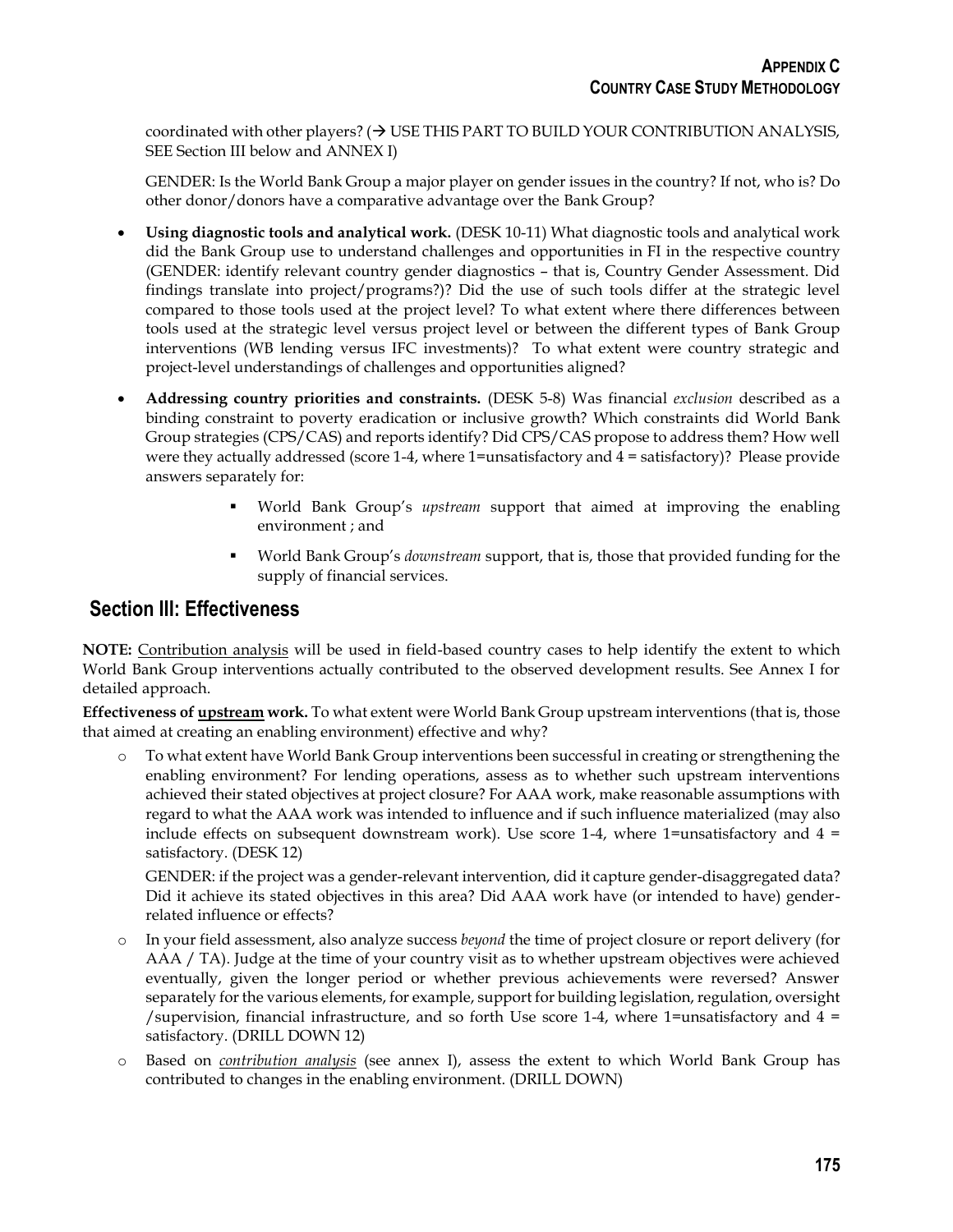coordinated with other players? (→ USE THIS PART TO BUILD YOUR CONTRIBUTION ANALYSIS, SEE Section III below and ANNEX I)

GENDER: Is the World Bank Group a major player on gender issues in the country? If not, who is? Do other donor/donors have a comparative advantage over the Bank Group?

- **Using diagnostic tools and analytical work.** (DESK 10-11) What diagnostic tools and analytical work did the Bank Group use to understand challenges and opportunities in FI in the respective country (GENDER: identify relevant country gender diagnostics – that is, Country Gender Assessment. Did findings translate into project/programs?)? Did the use of such tools differ at the strategic level compared to those tools used at the project level? To what extent where there differences between tools used at the strategic level versus project level or between the different types of Bank Group interventions (WB lending versus IFC investments)? To what extent were country strategic and project-level understandings of challenges and opportunities aligned?
- **Addressing country priorities and constraints.** (DESK 5-8) Was financial *exclusion* described as a binding constraint to poverty eradication or inclusive growth? Which constraints did World Bank Group strategies (CPS/CAS) and reports identify? Did CPS/CAS propose to address them? How well were they actually addressed (score 1-4, where 1=unsatisfactory and 4 = satisfactory)? Please provide answers separately for:
    - World Bank Group's *upstream* support that aimed at improving the enabling environment ; and
    - World Bank Group's *downstream* support, that is, those that provided funding for the supply of financial services.

## Section III: Effectiveness

**NOTE:** Contribution analysis will be used in field-based country cases to help identify the extent to which World Bank Group interventions actually contributed to the observed development results. See Annex I for detailed approach.

**Effectiveness of upstream work.** To what extent were World Bank Group upstream interventions (that is, those that aimed at creating an enabling environment) effective and why?

- To what extent have World Bank Group interventions been successful in creating or strengthening the enabling environment? For lending operations, assess as to whether such upstream interventions achieved their stated objectives at project closure? For AAA work, make reasonable assumptions with regard to what the AAA work was intended to influence and if such influence materialized (may also include effects on subsequent downstream work). Use score 1-4, where 1=unsatisfactory and 4 = satisfactory. (DESK 12)

  GENDER: if the project was a gender-relevant intervention, did it capture gender-disaggregated data? Did it achieve its stated objectives in this area? Did AAA work have (or intended to have) gender-related influence or effects?

- In your field assessment, also analyze success *beyond* the time of project closure or report delivery (for AAA / TA). Judge at the time of your country visit as to whether upstream objectives were achieved eventually, given the longer period or whether previous achievements were reversed? Answer separately for the various elements, for example, support for building legislation, regulation, oversight /supervision, financial infrastructure, and so forth Use score 1-4, where 1=unsatisfactory and 4 = satisfactory. (DRILL DOWN 12)
- Based on ***contribution analysis*** (see annex I), assess the extent to which World Bank Group has contributed to changes in the enabling environment. (DRILL DOWN)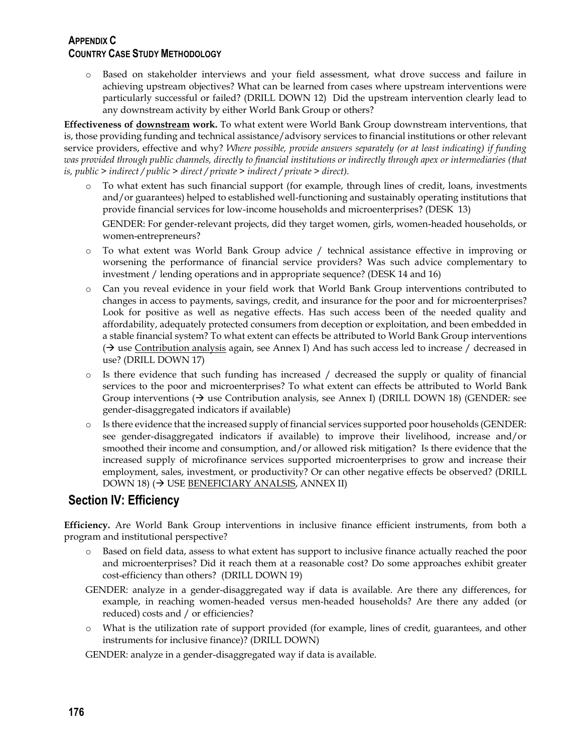- Based on stakeholder interviews and your field assessment, what drove success and failure in achieving upstream objectives? What can be learned from cases where upstream interventions were particularly successful or failed? (DRILL DOWN 12) Did the upstream intervention clearly lead to any downstream activity by either World Bank Group or others?

**Effectiveness of downstream work.** To what extent were World Bank Group downstream interventions, that is, those providing funding and technical assistance/advisory services to financial institutions or other relevant service providers, effective and why? *Where possible, provide answers separately (or at least indicating) if funding was provided through public channels, directly to financial institutions or indirectly through apex or intermediaries (that is, public > indirect / public > direct / private > indirect / private > direct).*

- To what extent has such financial support (for example, through lines of credit, loans, investments and/or guarantees) helped to established well-functioning and sustainably operating institutions that provide financial services for low-income households and microenterprises? (DESK 13)

  GENDER: For gender-relevant projects, did they target women, girls, women-headed households, or women-entrepreneurs?

- To what extent was World Bank Group advice / technical assistance effective in improving or worsening the performance of financial service providers? Was such advice complementary to investment / lending operations and in appropriate sequence? (DESK 14 and 16)
- Can you reveal evidence in your field work that World Bank Group interventions contributed to changes in access to payments, savings, credit, and insurance for the poor and for microenterprises? Look for positive as well as negative effects. Has such access been of the needed quality and affordability, adequately protected consumers from deception or exploitation, and been embedded in a stable financial system? To what extent can effects be attributed to World Bank Group interventions (→ use Contribution analysis again, see Annex I) And has such access led to increase / decreased in use? (DRILL DOWN 17)
- Is there evidence that such funding has increased / decreased the supply or quality of financial services to the poor and microenterprises? To what extent can effects be attributed to World Bank Group interventions (→ use Contribution analysis, see Annex I) (DRILL DOWN 18) (GENDER: see gender-disaggregated indicators if available)
- Is there evidence that the increased supply of financial services supported poor households (GENDER: see gender-disaggregated indicators if available) to improve their livelihood, increase and/or smoothed their income and consumption, and/or allowed risk mitigation? Is there evidence that the increased supply of microfinance services supported microenterprises to grow and increase their employment, sales, investment, or productivity? Or can other negative effects be observed? (DRILL DOWN 18) (→ USE BENEFICIARY ANALSIS, ANNEX II)

## Section IV: Efficiency

**Efficiency.** Are World Bank Group interventions in inclusive finance efficient instruments, from both a program and institutional perspective?

- Based on field data, assess to what extent has support to inclusive finance actually reached the poor and microenterprises? Did it reach them at a reasonable cost? Do some approaches exhibit greater cost-efficiency than others? (DRILL DOWN 19)

  GENDER: analyze in a gender-disaggregated way if data is available. Are there any differences, for example, in reaching women-headed versus men-headed households? Are there any added (or reduced) costs and / or efficiencies?

- What is the utilization rate of support provided (for example, lines of credit, guarantees, and other instruments for inclusive finance)? (DRILL DOWN)

  GENDER: analyze in a gender-disaggregated way if data is available.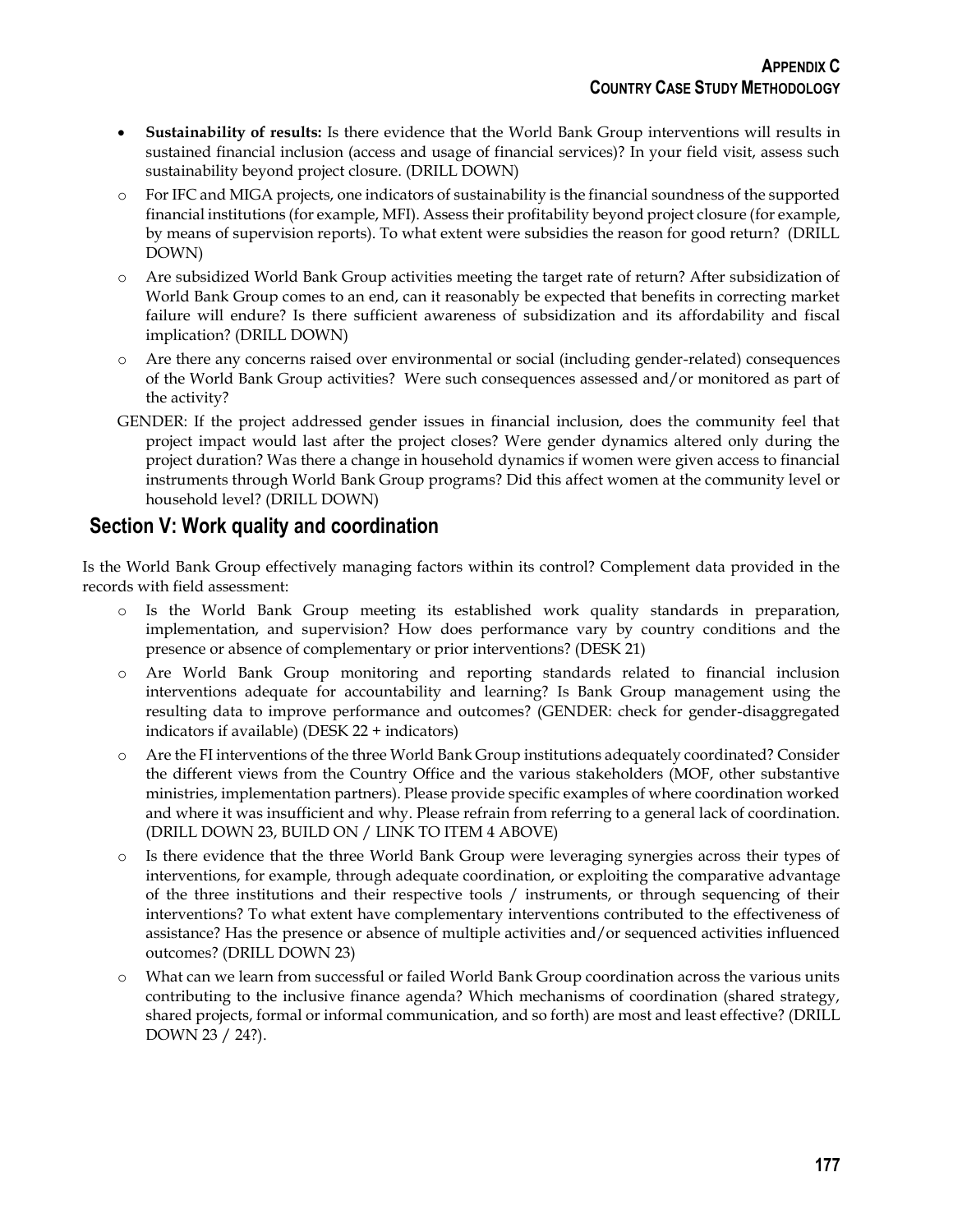- **Sustainability of results:** Is there evidence that the World Bank Group interventions will results in sustained financial inclusion (access and usage of financial services)? In your field visit, assess such sustainability beyond project closure. (DRILL DOWN)
  - For IFC and MIGA projects, one indicators of sustainability is the financial soundness of the supported financial institutions (for example, MFI). Assess their profitability beyond project closure (for example, by means of supervision reports). To what extent were subsidies the reason for good return? (DRILL DOWN)
  - Are subsidized World Bank Group activities meeting the target rate of return? After subsidization of World Bank Group comes to an end, can it reasonably be expected that benefits in correcting market failure will endure? Is there sufficient awareness of subsidization and its affordability and fiscal implication? (DRILL DOWN)
  - Are there any concerns raised over environmental or social (including gender-related) consequences of the World Bank Group activities? Were such consequences assessed and/or monitored as part of the activity?

GENDER: If the project addressed gender issues in financial inclusion, does the community feel that project impact would last after the project closes? Were gender dynamics altered only during the project duration? Was there a change in household dynamics if women were given access to financial instruments through World Bank Group programs? Did this affect women at the community level or household level? (DRILL DOWN)

## Section V: Work quality and coordination

Is the World Bank Group effectively managing factors within its control? Complement data provided in the records with field assessment:

- Is the World Bank Group meeting its established work quality standards in preparation, implementation, and supervision? How does performance vary by country conditions and the presence or absence of complementary or prior interventions? (DESK 21)
- Are World Bank Group monitoring and reporting standards related to financial inclusion interventions adequate for accountability and learning? Is Bank Group management using the resulting data to improve performance and outcomes? (GENDER: check for gender-disaggregated indicators if available) (DESK 22 + indicators)
- Are the FI interventions of the three World Bank Group institutions adequately coordinated? Consider the different views from the Country Office and the various stakeholders (MOF, other substantive ministries, implementation partners). Please provide specific examples of where coordination worked and where it was insufficient and why. Please refrain from referring to a general lack of coordination. (DRILL DOWN 23, BUILD ON / LINK TO ITEM 4 ABOVE)
- Is there evidence that the three World Bank Group were leveraging synergies across their types of interventions, for example, through adequate coordination, or exploiting the comparative advantage of the three institutions and their respective tools / instruments, or through sequencing of their interventions? To what extent have complementary interventions contributed to the effectiveness of assistance? Has the presence or absence of multiple activities and/or sequenced activities influenced outcomes? (DRILL DOWN 23)
- What can we learn from successful or failed World Bank Group coordination across the various units contributing to the inclusive finance agenda? Which mechanisms of coordination (shared strategy, shared projects, formal or informal communication, and so forth) are most and least effective? (DRILL DOWN 23 / 24?).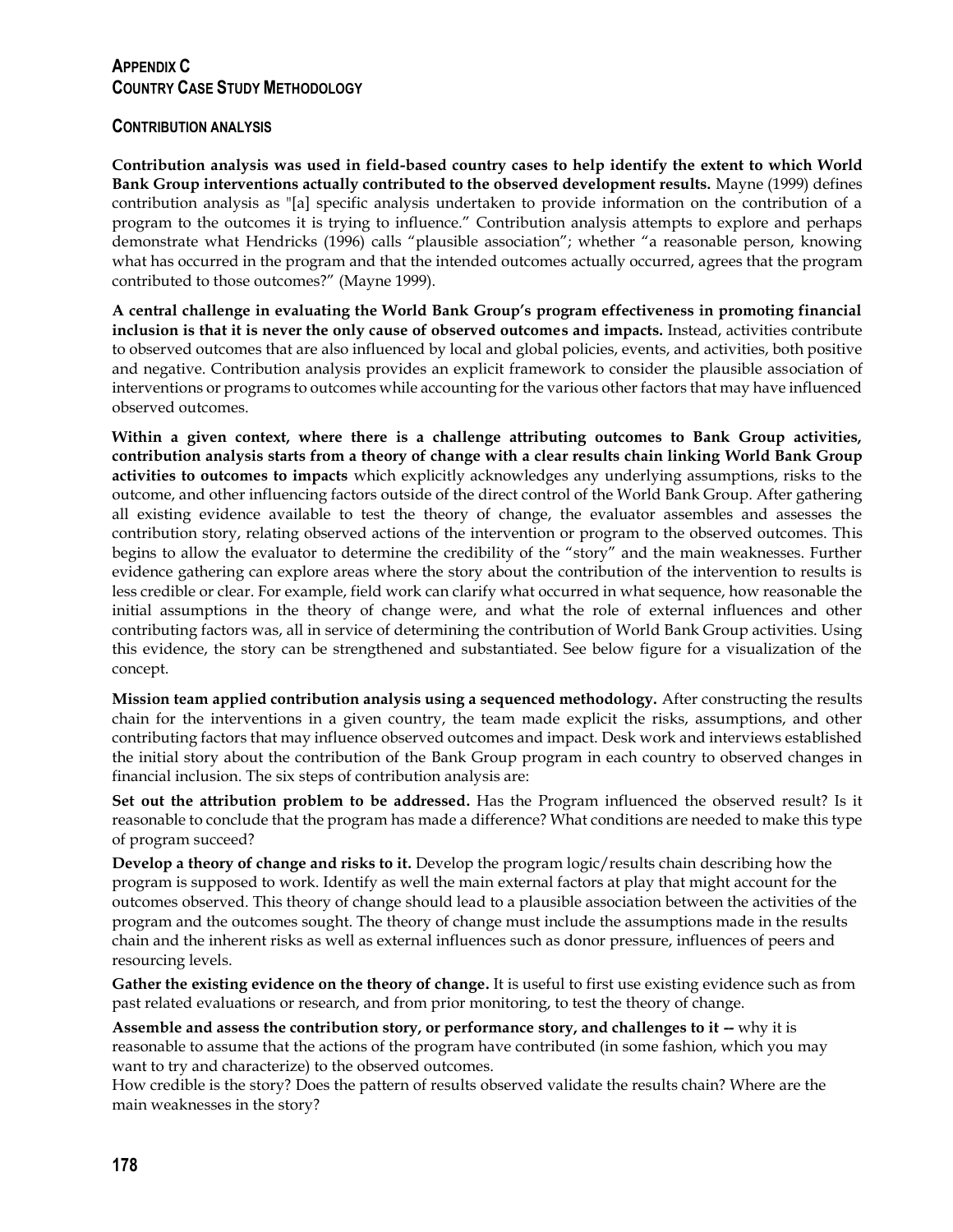## APPENDIX C
## COUNTRY CASE STUDY METHODOLOGY

### CONTRIBUTION ANALYSIS

**Contribution analysis was used in field-based country cases to help identify the extent to which World Bank Group interventions actually contributed to the observed development results.** Mayne (1999) defines contribution analysis as "[a] specific analysis undertaken to provide information on the contribution of a program to the outcomes it is trying to influence." Contribution analysis attempts to explore and perhaps demonstrate what Hendricks (1996) calls "plausible association"; whether "a reasonable person, knowing what has occurred in the program and that the intended outcomes actually occurred, agrees that the program contributed to those outcomes?" (Mayne 1999).

**A central challenge in evaluating the World Bank Group's program effectiveness in promoting financial inclusion is that it is never the only cause of observed outcomes and impacts.** Instead, activities contribute to observed outcomes that are also influenced by local and global policies, events, and activities, both positive and negative. Contribution analysis provides an explicit framework to consider the plausible association of interventions or programs to outcomes while accounting for the various other factors that may have influenced observed outcomes.

**Within a given context, where there is a challenge attributing outcomes to Bank Group activities, contribution analysis starts from a theory of change with a clear results chain linking World Bank Group activities to outcomes to impacts** which explicitly acknowledges any underlying assumptions, risks to the outcome, and other influencing factors outside of the direct control of the World Bank Group. After gathering all existing evidence available to test the theory of change, the evaluator assembles and assesses the contribution story, relating observed actions of the intervention or program to the observed outcomes. This begins to allow the evaluator to determine the credibility of the "story" and the main weaknesses. Further evidence gathering can explore areas where the story about the contribution of the intervention to results is less credible or clear. For example, field work can clarify what occurred in what sequence, how reasonable the initial assumptions in the theory of change were, and what the role of external influences and other contributing factors was, all in service of determining the contribution of World Bank Group activities. Using this evidence, the story can be strengthened and substantiated. See below figure for a visualization of the concept.

**Mission team applied contribution analysis using a sequenced methodology.** After constructing the results chain for the interventions in a given country, the team made explicit the risks, assumptions, and other contributing factors that may influence observed outcomes and impact. Desk work and interviews established the initial story about the contribution of the Bank Group program in each country to observed changes in financial inclusion. The six steps of contribution analysis are:

**Set out the attribution problem to be addressed.** Has the Program influenced the observed result? Is it reasonable to conclude that the program has made a difference? What conditions are needed to make this type of program succeed?

**Develop a theory of change and risks to it.** Develop the program logic/results chain describing how the program is supposed to work. Identify as well the main external factors at play that might account for the outcomes observed. This theory of change should lead to a plausible association between the activities of the program and the outcomes sought. The theory of change must include the assumptions made in the results chain and the inherent risks as well as external influences such as donor pressure, influences of peers and resourcing levels.

**Gather the existing evidence on the theory of change.** It is useful to first use existing evidence such as from past related evaluations or research, and from prior monitoring, to test the theory of change.

**Assemble and assess the contribution story, or performance story, and challenges to it --** why it is reasonable to assume that the actions of the program have contributed (in some fashion, which you may want to try and characterize) to the observed outcomes.
How credible is the story? Does the pattern of results observed validate the results chain? Where are the main weaknesses in the story?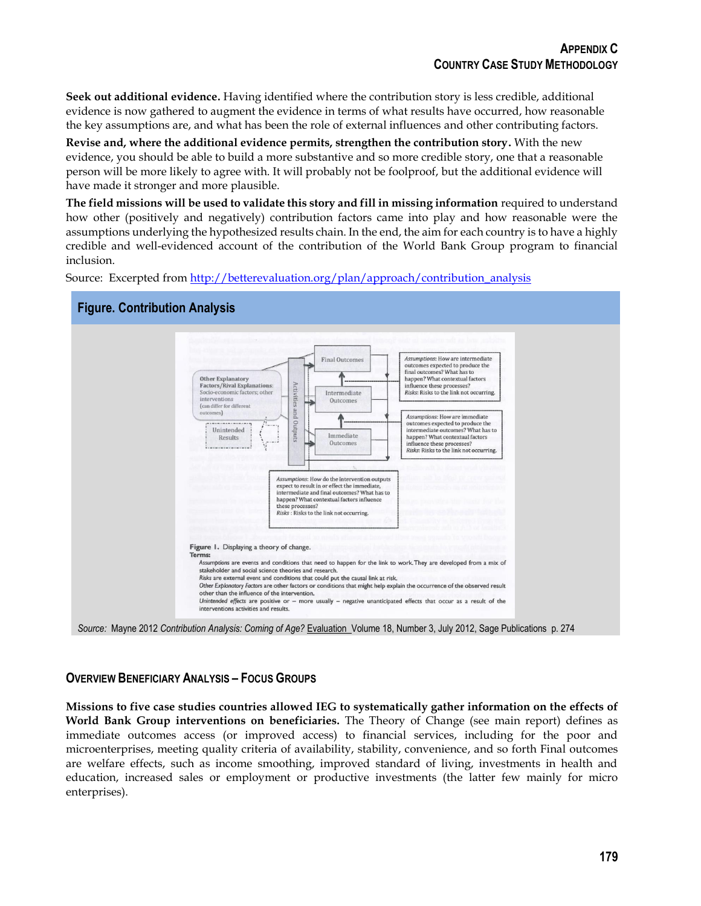**Seek out additional evidence.** Having identified where the contribution story is less credible, additional evidence is now gathered to augment the evidence in terms of what results have occurred, how reasonable the key assumptions are, and what has been the role of external influences and other contributing factors.

**Revise and, where the additional evidence permits, strengthen the contribution story.** With the new evidence, you should be able to build a more substantive and so more credible story, one that a reasonable person will be more likely to agree with. It will probably not be foolproof, but the additional evidence will have made it stronger and more plausible.

**The field missions will be used to validate this story and fill in missing information** required to understand how other (positively and negatively) contribution factors came into play and how reasonable were the assumptions underlying the hypothesized results chain. In the end, the aim for each country is to have a highly credible and well-evidenced account of the contribution of the World Bank Group program to financial inclusion.

Source: Excerpted from http://betterevaluation.org/plan/approach/contribution_analysis

## Figure. Contribution Analysis

Other Explanatory Factors/Rival Explanations: Socio-economic factors; other interventions (can differ for different outcomes)

Unintended Results

Activities and Outputs

Final Outcomes

Intermediate Outcomes

Immediate Outcomes

*Assumptions*: How are intermediate outcomes expected to produce the final outcomes? What has to happen? What contextual factors influence these processes? *Risks*: Risks to the link not occurring.

*Assumptions*: How are immediate outcomes expected to produce the intermediate outcomes? What has to happen? What contextual factors influence these processes? *Risks*: Risks to the link not occurring.

*Assumptions*: How do the intervention outputs expect to result in or effect the immediate, intermediate and final outcomes? What has to happen? What contextual factors influence these processes? *Risks*: Risks to the link not occurring.

**Figure 1.** Displaying a theory of change.

**Terms:**

*Assumptions* are events and conditions that need to happen for the link to work. They are developed from a mix of stakeholder and social science theories and research.

*Risks* are external event and conditions that could put the causal link at risk.

*Other Explanatory Factors* are other factors or conditions that might help explain the occurrence of the observed result other than the influence of the intervention.

*Unintended effects* are positive or – more usually – negative unanticipated effects that occur as a result of the interventions activities and results.

*Source:* Mayne 2012 *Contribution Analysis: Coming of Age?* Evaluation Volume 18, Number 3, July 2012, Sage Publications p. 274

### Overview Beneficiary Analysis – Focus Groups

**Missions to five case studies countries allowed IEG to systematically gather information on the effects of World Bank Group interventions on beneficiaries.** The Theory of Change (see main report) defines as immediate outcomes access (or improved access) to financial services, including for the poor and microenterprises, meeting quality criteria of availability, stability, convenience, and so forth Final outcomes are welfare effects, such as income smoothing, improved standard of living, investments in health and education, increased sales or employment or productive investments (the latter few mainly for micro enterprises).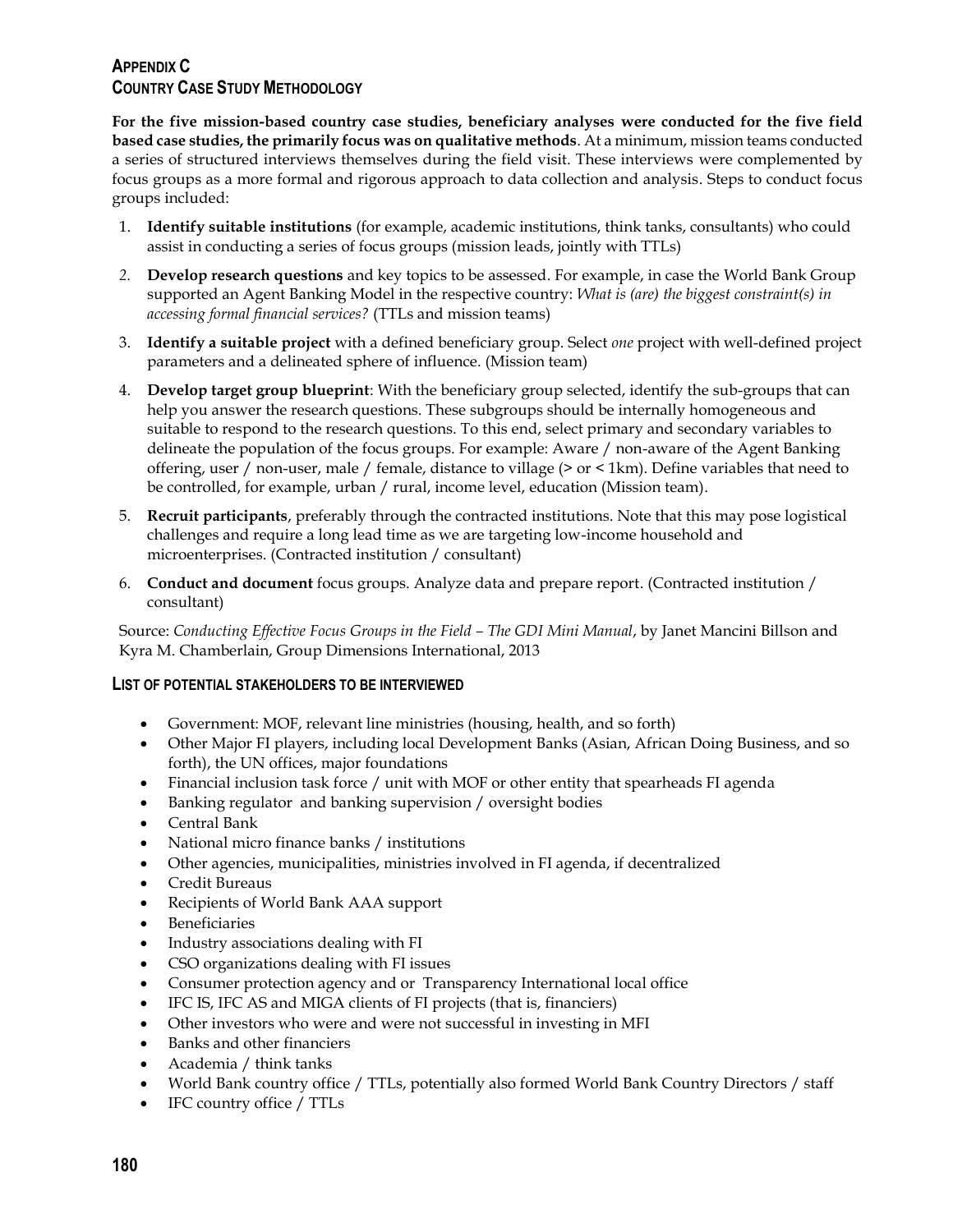## APPENDIX C
## COUNTRY CASE STUDY METHODOLOGY

**For the five mission-based country case studies, beneficiary analyses were conducted for the five field based case studies, the primarily focus was on qualitative methods**. At a minimum, mission teams conducted a series of structured interviews themselves during the field visit. These interviews were complemented by focus groups as a more formal and rigorous approach to data collection and analysis. Steps to conduct focus groups included:

1. **Identify suitable institutions** (for example, academic institutions, think tanks, consultants) who could assist in conducting a series of focus groups (mission leads, jointly with TTLs)
2. **Develop research questions** and key topics to be assessed. For example, in case the World Bank Group supported an Agent Banking Model in the respective country: *What is (are) the biggest constraint(s) in accessing formal financial services?* (TTLs and mission teams)
3. **Identify a suitable project** with a defined beneficiary group. Select *one* project with well-defined project parameters and a delineated sphere of influence. (Mission team)
4. **Develop target group blueprint**: With the beneficiary group selected, identify the sub-groups that can help you answer the research questions. These subgroups should be internally homogeneous and suitable to respond to the research questions. To this end, select primary and secondary variables to delineate the population of the focus groups. For example: Aware / non-aware of the Agent Banking offering, user / non-user, male / female, distance to village (> or < 1km). Define variables that need to be controlled, for example, urban / rural, income level, education (Mission team).
5. **Recruit participants**, preferably through the contracted institutions. Note that this may pose logistical challenges and require a long lead time as we are targeting low-income household and microenterprises. (Contracted institution / consultant)
6. **Conduct and document** focus groups. Analyze data and prepare report. (Contracted institution / consultant)

Source: *Conducting Effective Focus Groups in the Field – The GDI Mini Manual*, by Janet Mancini Billson and Kyra M. Chamberlain, Group Dimensions International, 2013

### LIST OF POTENTIAL STAKEHOLDERS TO BE INTERVIEWED

- Government: MOF, relevant line ministries (housing, health, and so forth)
- Other Major FI players, including local Development Banks (Asian, African Doing Business, and so forth), the UN offices, major foundations
- Financial inclusion task force / unit with MOF or other entity that spearheads FI agenda
- Banking regulator and banking supervision / oversight bodies
- Central Bank
- National micro finance banks / institutions
- Other agencies, municipalities, ministries involved in FI agenda, if decentralized
- Credit Bureaus
- Recipients of World Bank AAA support
- Beneficiaries
- Industry associations dealing with FI
- CSO organizations dealing with FI issues
- Consumer protection agency and or Transparency International local office
- IFC IS, IFC AS and MIGA clients of FI projects (that is, financiers)
- Other investors who were and were not successful in investing in MFI
- Banks and other financiers
- Academia / think tanks
- World Bank country office / TTLs, potentially also formed World Bank Country Directors / staff
- IFC country office / TTLs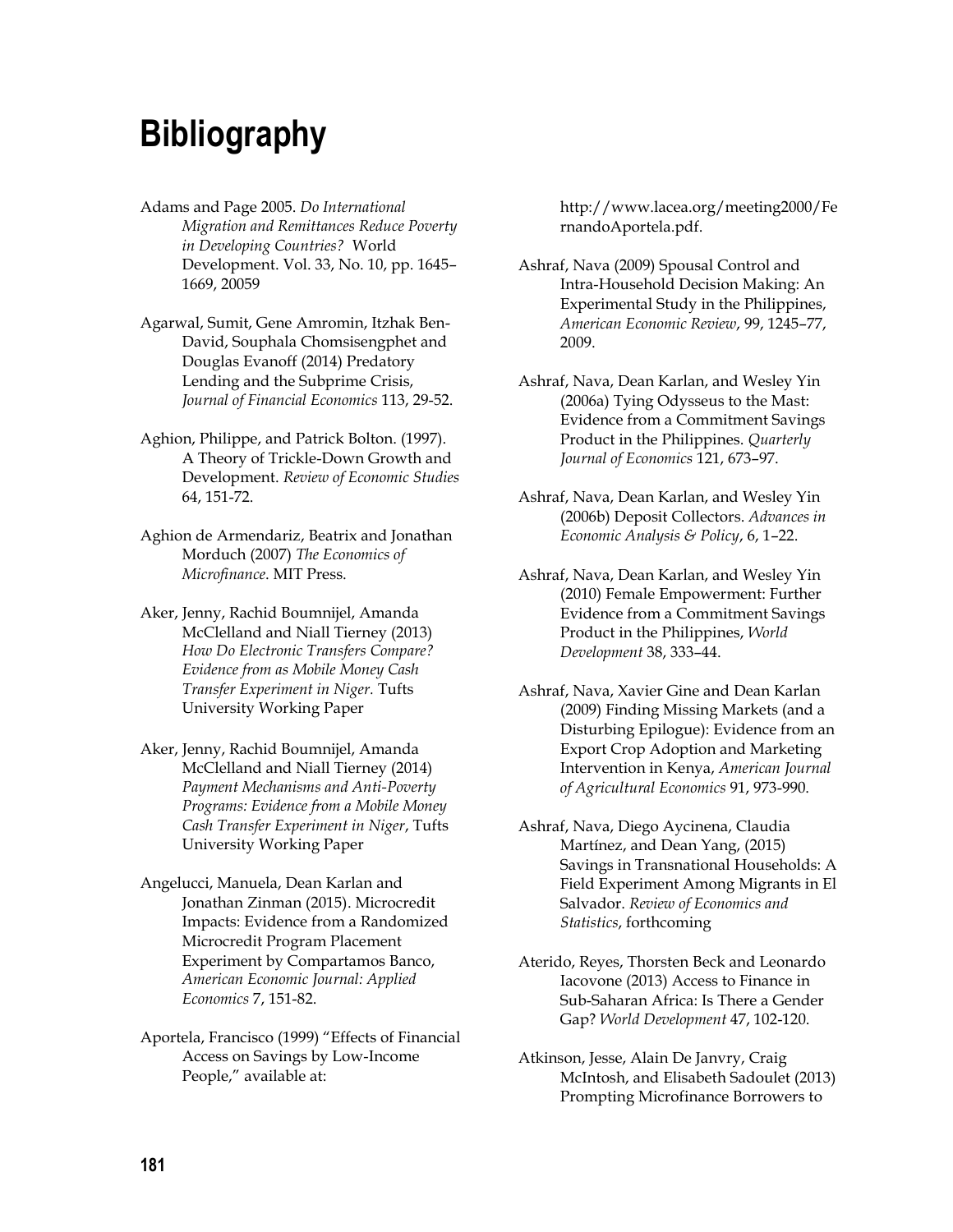# Bibliography

Adams and Page 2005. *Do International Migration and Remittances Reduce Poverty in Developing Countries?* World Development. Vol. 33, No. 10, pp. 1645–1669, 20059

Agarwal, Sumit, Gene Amromin, Itzhak Ben-David, Souphala Chomsisengphet and Douglas Evanoff (2014) Predatory Lending and the Subprime Crisis, *Journal of Financial Economics* 113, 29-52.

Aghion, Philippe, and Patrick Bolton. (1997). A Theory of Trickle-Down Growth and Development. *Review of Economic Studies* 64, 151-72.

Aghion de Armendariz, Beatrix and Jonathan Morduch (2007) *The Economics of Microfinance*. MIT Press.

Aker, Jenny, Rachid Boumnijel, Amanda McClelland and Niall Tierney (2013) *How Do Electronic Transfers Compare? Evidence from as Mobile Money Cash Transfer Experiment in Niger.* Tufts University Working Paper

Aker, Jenny, Rachid Boumnijel, Amanda McClelland and Niall Tierney (2014) *Payment Mechanisms and Anti-Poverty Programs: Evidence from a Mobile Money Cash Transfer Experiment in Niger*, Tufts University Working Paper

Angelucci, Manuela, Dean Karlan and Jonathan Zinman (2015). Microcredit Impacts: Evidence from a Randomized Microcredit Program Placement Experiment by Compartamos Banco, *American Economic Journal: Applied Economics* 7, 151-82.

Aportela, Francisco (1999) "Effects of Financial Access on Savings by Low-Income People," available at: http://www.lacea.org/meeting2000/FernandoAportela.pdf.

Ashraf, Nava (2009) Spousal Control and Intra-Household Decision Making: An Experimental Study in the Philippines, *American Economic Review*, 99, 1245–77, 2009.

Ashraf, Nava, Dean Karlan, and Wesley Yin (2006a) Tying Odysseus to the Mast: Evidence from a Commitment Savings Product in the Philippines. *Quarterly Journal of Economics* 121, 673–97.

Ashraf, Nava, Dean Karlan, and Wesley Yin (2006b) Deposit Collectors. *Advances in Economic Analysis & Policy*, 6, 1–22.

Ashraf, Nava, Dean Karlan, and Wesley Yin (2010) Female Empowerment: Further Evidence from a Commitment Savings Product in the Philippines, *World Development* 38, 333–44.

Ashraf, Nava, Xavier Gine and Dean Karlan (2009) Finding Missing Markets (and a Disturbing Epilogue): Evidence from an Export Crop Adoption and Marketing Intervention in Kenya, *American Journal of Agricultural Economics* 91, 973-990.

Ashraf, Nava, Diego Aycinena, Claudia Martínez, and Dean Yang, (2015) Savings in Transnational Households: A Field Experiment Among Migrants in El Salvador. *Review of Economics and Statistics*, forthcoming

Aterido, Reyes, Thorsten Beck and Leonardo Iacovone (2013) Access to Finance in Sub-Saharan Africa: Is There a Gender Gap? *World Development* 47, 102-120.

Atkinson, Jesse, Alain De Janvry, Craig McIntosh, and Elisabeth Sadoulet (2013) Prompting Microfinance Borrowers to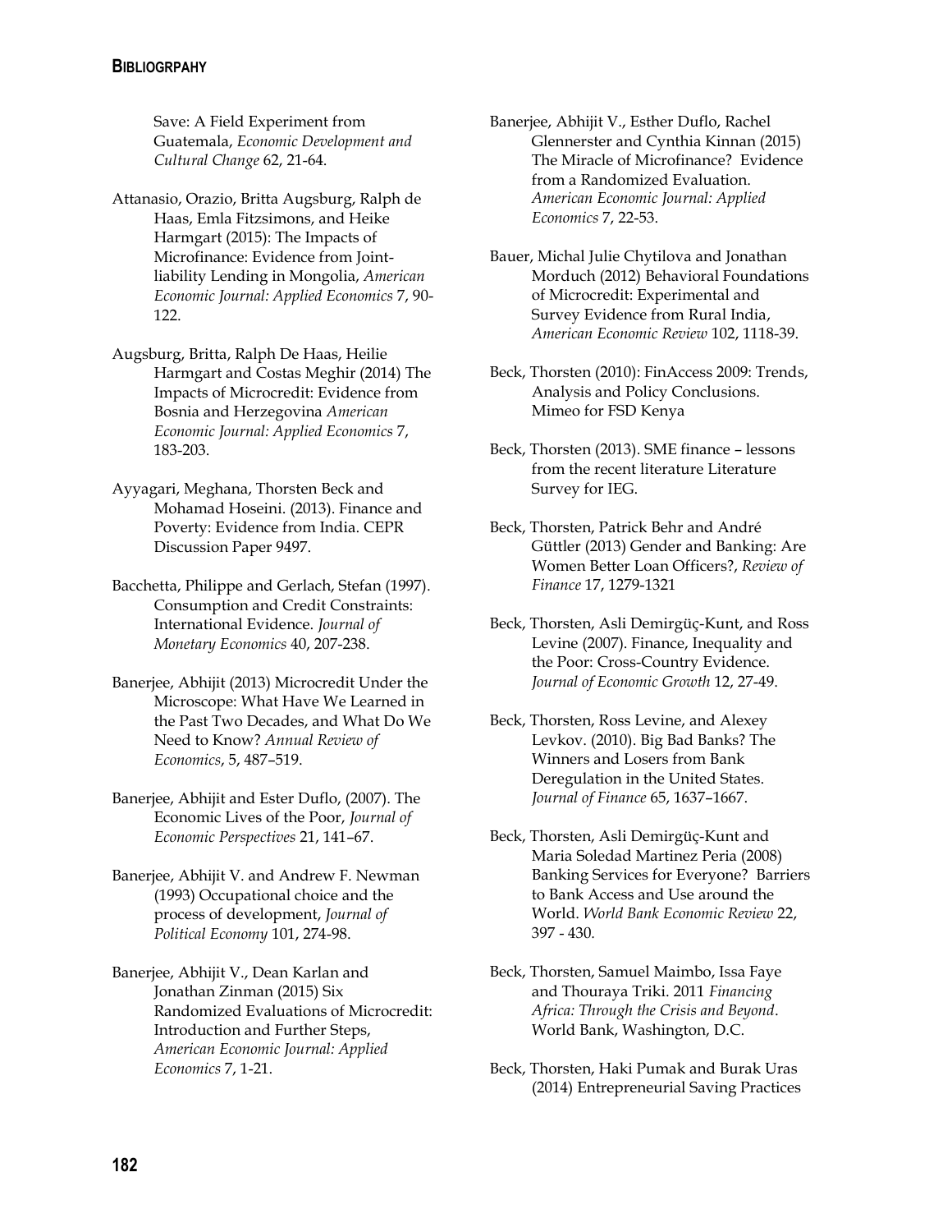Save: A Field Experiment from Guatemala, *Economic Development and Cultural Change* 62, 21-64.

Attanasio, Orazio, Britta Augsburg, Ralph de Haas, Emla Fitzsimons, and Heike Harmgart (2015): The Impacts of Microfinance: Evidence from Joint-liability Lending in Mongolia, *American Economic Journal: Applied Economics* 7, 90-122.

Augsburg, Britta, Ralph De Haas, Heilie Harmgart and Costas Meghir (2014) The Impacts of Microcredit: Evidence from Bosnia and Herzegovina *American Economic Journal: Applied Economics* 7, 183-203.

Ayyagari, Meghana, Thorsten Beck and Mohamad Hoseini. (2013). Finance and Poverty: Evidence from India. CEPR Discussion Paper 9497.

Bacchetta, Philippe and Gerlach, Stefan (1997). Consumption and Credit Constraints: International Evidence. *Journal of Monetary Economics* 40, 207-238.

Banerjee, Abhijit (2013) Microcredit Under the Microscope: What Have We Learned in the Past Two Decades, and What Do We Need to Know? *Annual Review of Economics*, 5, 487–519.

Banerjee, Abhijit and Ester Duflo, (2007). The Economic Lives of the Poor, *Journal of Economic Perspectives* 21, 141–67.

Banerjee, Abhijit V. and Andrew F. Newman (1993) Occupational choice and the process of development, *Journal of Political Economy* 101, 274-98.

Banerjee, Abhijit V., Dean Karlan and Jonathan Zinman (2015) Six Randomized Evaluations of Microcredit: Introduction and Further Steps, *American Economic Journal: Applied Economics* 7, 1-21.

Banerjee, Abhijit V., Esther Duflo, Rachel Glennerster and Cynthia Kinnan (2015) The Miracle of Microfinance? Evidence from a Randomized Evaluation. *American Economic Journal: Applied Economics* 7, 22-53.

Bauer, Michal Julie Chytilova and Jonathan Morduch (2012) Behavioral Foundations of Microcredit: Experimental and Survey Evidence from Rural India, *American Economic Review* 102, 1118-39.

Beck, Thorsten (2010): FinAccess 2009: Trends, Analysis and Policy Conclusions. Mimeo for FSD Kenya

Beck, Thorsten (2013). SME finance – lessons from the recent literature Literature Survey for IEG.

Beck, Thorsten, Patrick Behr and André Güttler (2013) Gender and Banking: Are Women Better Loan Officers?, *Review of Finance* 17, 1279-1321

Beck, Thorsten, Asli Demirgüç-Kunt, and Ross Levine (2007). Finance, Inequality and the Poor: Cross-Country Evidence. *Journal of Economic Growth* 12, 27-49.

Beck, Thorsten, Ross Levine, and Alexey Levkov. (2010). Big Bad Banks? The Winners and Losers from Bank Deregulation in the United States. *Journal of Finance* 65, 1637–1667.

Beck, Thorsten, Asli Demirgüç-Kunt and Maria Soledad Martinez Peria (2008) Banking Services for Everyone? Barriers to Bank Access and Use around the World. *World Bank Economic Review* 22, 397 - 430.

Beck, Thorsten, Samuel Maimbo, Issa Faye and Thouraya Triki. 2011 *Financing Africa: Through the Crisis and Beyond*. World Bank, Washington, D.C.

Beck, Thorsten, Haki Pumak and Burak Uras (2014) Entrepreneurial Saving Practices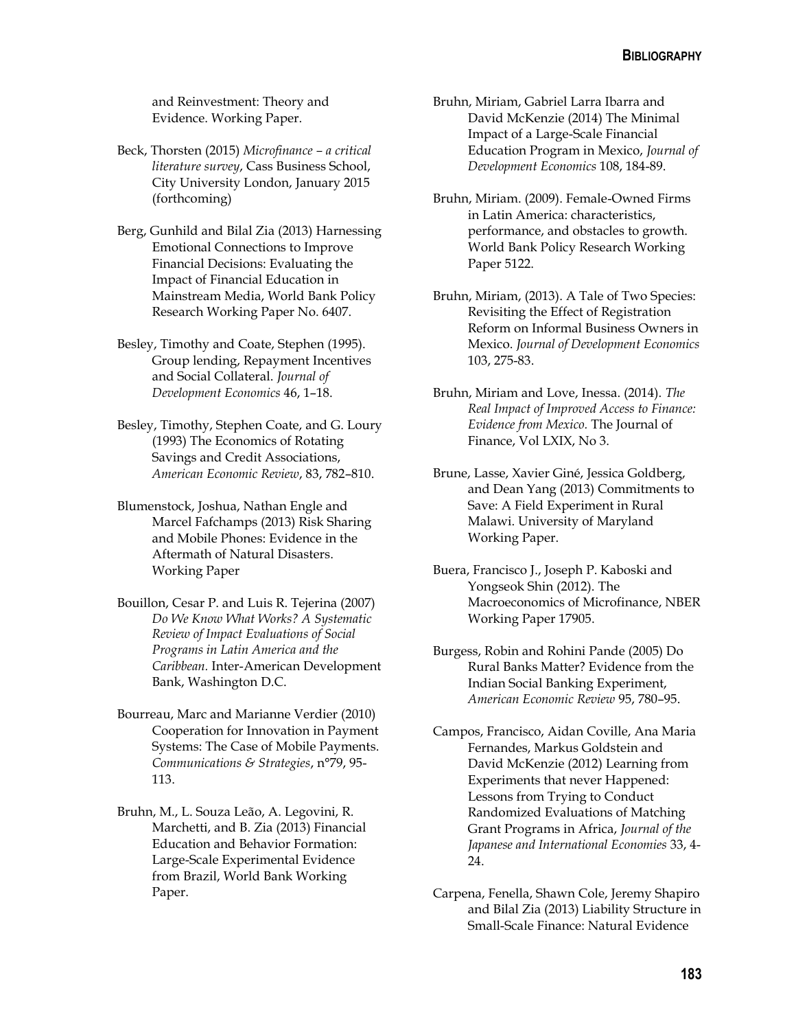and Reinvestment: Theory and Evidence. Working Paper.

Beck, Thorsten (2015) *Microfinance – a critical literature survey*, Cass Business School, City University London, January 2015 (forthcoming)

Berg, Gunhild and Bilal Zia (2013) Harnessing Emotional Connections to Improve Financial Decisions: Evaluating the Impact of Financial Education in Mainstream Media, World Bank Policy Research Working Paper No. 6407.

Besley, Timothy and Coate, Stephen (1995). Group lending, Repayment Incentives and Social Collateral. *Journal of Development Economics* 46, 1–18.

Besley, Timothy, Stephen Coate, and G. Loury (1993) The Economics of Rotating Savings and Credit Associations, *American Economic Review*, 83, 782–810.

Blumenstock, Joshua, Nathan Engle and Marcel Fafchamps (2013) Risk Sharing and Mobile Phones: Evidence in the Aftermath of Natural Disasters. Working Paper

Bouillon, Cesar P. and Luis R. Tejerina (2007) *Do We Know What Works? A Systematic Review of Impact Evaluations of Social Programs in Latin America and the Caribbean.* Inter-American Development Bank, Washington D.C.

Bourreau, Marc and Marianne Verdier (2010) Cooperation for Innovation in Payment Systems: The Case of Mobile Payments. *Communications & Strategies*, n°79, 95-113.

Bruhn, M., L. Souza Leão, A. Legovini, R. Marchetti, and B. Zia (2013) Financial Education and Behavior Formation: Large-Scale Experimental Evidence from Brazil, World Bank Working Paper.

Bruhn, Miriam, Gabriel Larra Ibarra and David McKenzie (2014) The Minimal Impact of a Large-Scale Financial Education Program in Mexico, *Journal of Development Economics* 108, 184-89.

Bruhn, Miriam. (2009). Female-Owned Firms in Latin America: characteristics, performance, and obstacles to growth. World Bank Policy Research Working Paper 5122.

Bruhn, Miriam, (2013). A Tale of Two Species: Revisiting the Effect of Registration Reform on Informal Business Owners in Mexico. *Journal of Development Economics* 103, 275-83.

Bruhn, Miriam and Love, Inessa. (2014). *The Real Impact of Improved Access to Finance: Evidence from Mexico.* The Journal of Finance, Vol LXIX, No 3.

Brune, Lasse, Xavier Giné, Jessica Goldberg, and Dean Yang (2013) Commitments to Save: A Field Experiment in Rural Malawi. University of Maryland Working Paper.

Buera, Francisco J., Joseph P. Kaboski and Yongseok Shin (2012). The Macroeconomics of Microfinance, NBER Working Paper 17905.

Burgess, Robin and Rohini Pande (2005) Do Rural Banks Matter? Evidence from the Indian Social Banking Experiment, *American Economic Review* 95, 780–95.

Campos, Francisco, Aidan Coville, Ana Maria Fernandes, Markus Goldstein and David McKenzie (2012) Learning from Experiments that never Happened: Lessons from Trying to Conduct Randomized Evaluations of Matching Grant Programs in Africa, *Journal of the Japanese and International Economies* 33, 4-24.

Carpena, Fenella, Shawn Cole, Jeremy Shapiro and Bilal Zia (2013) Liability Structure in Small-Scale Finance: Natural Evidence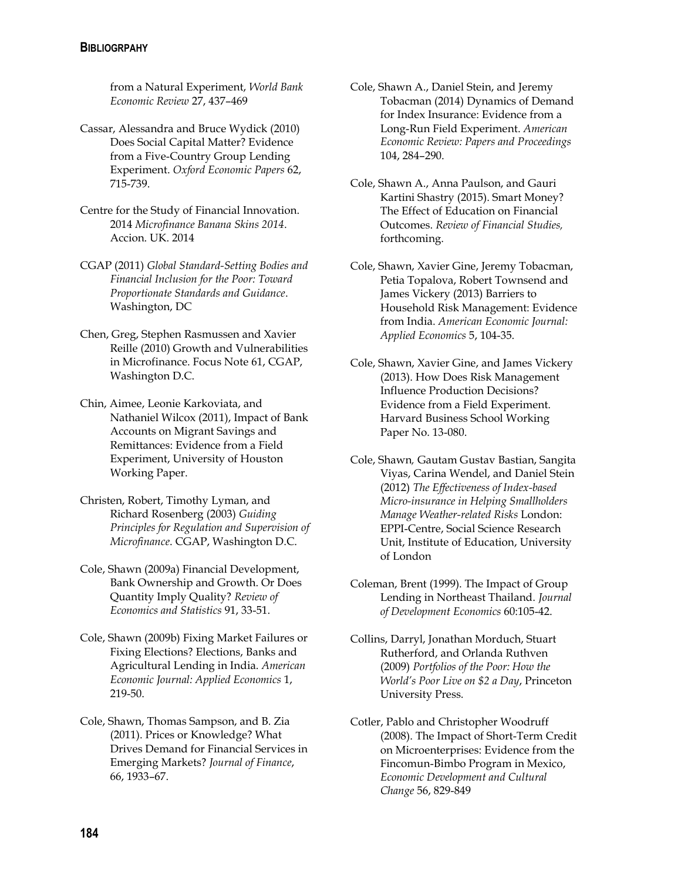from a Natural Experiment, *World Bank Economic Review* 27, 437–469

Cassar, Alessandra and Bruce Wydick (2010) Does Social Capital Matter? Evidence from a Five-Country Group Lending Experiment. *Oxford Economic Papers* 62, 715-739.

Centre for the Study of Financial Innovation. 2014 *Microfinance Banana Skins 2014*. Accion. UK. 2014

CGAP (2011) *Global Standard-Setting Bodies and Financial Inclusion for the Poor: Toward Proportionate Standards and Guidance*. Washington, DC

Chen, Greg, Stephen Rasmussen and Xavier Reille (2010) Growth and Vulnerabilities in Microfinance. Focus Note 61, CGAP, Washington D.C.

Chin, Aimee, Leonie Karkoviata, and Nathaniel Wilcox (2011), Impact of Bank Accounts on Migrant Savings and Remittances: Evidence from a Field Experiment, University of Houston Working Paper.

Christen, Robert, Timothy Lyman, and Richard Rosenberg (2003) *Guiding Principles for Regulation and Supervision of Microfinance*. CGAP, Washington D.C.

Cole, Shawn (2009a) Financial Development, Bank Ownership and Growth. Or Does Quantity Imply Quality? *Review of Economics and Statistics* 91, 33-51.

Cole, Shawn (2009b) Fixing Market Failures or Fixing Elections? Elections, Banks and Agricultural Lending in India. *American Economic Journal: Applied Economics* 1, 219-50.

Cole, Shawn, Thomas Sampson, and B. Zia (2011). Prices or Knowledge? What Drives Demand for Financial Services in Emerging Markets? *Journal of Finance*, 66, 1933–67.

Cole, Shawn A., Daniel Stein, and Jeremy Tobacman (2014) Dynamics of Demand for Index Insurance: Evidence from a Long-Run Field Experiment. *American Economic Review: Papers and Proceedings* 104, 284–290.

Cole, Shawn A., Anna Paulson, and Gauri Kartini Shastry (2015). Smart Money? The Effect of Education on Financial Outcomes. *Review of Financial Studies,* forthcoming.

Cole, Shawn, Xavier Gine, Jeremy Tobacman, Petia Topalova, Robert Townsend and James Vickery (2013) Barriers to Household Risk Management: Evidence from India. *American Economic Journal: Applied Economics* 5, 104-35.

Cole, Shawn, Xavier Gine, and James Vickery (2013). How Does Risk Management Influence Production Decisions? Evidence from a Field Experiment. Harvard Business School Working Paper No. 13-080.

Cole, Shawn, Gautam Gustav Bastian, Sangita Viyas, Carina Wendel, and Daniel Stein (2012) *The Effectiveness of Index-based Micro-insurance in Helping Smallholders Manage Weather-related Risks* London: EPPI-Centre, Social Science Research Unit, Institute of Education, University of London

Coleman, Brent (1999). The Impact of Group Lending in Northeast Thailand. *Journal of Development Economics* 60:105-42.

Collins, Darryl, Jonathan Morduch, Stuart Rutherford, and Orlanda Ruthven (2009) *Portfolios of the Poor: How the World's Poor Live on $2 a Day*, Princeton University Press.

Cotler, Pablo and Christopher Woodruff (2008). The Impact of Short-Term Credit on Microenterprises: Evidence from the Fincomun-Bimbo Program in Mexico, *Economic Development and Cultural Change* 56, 829-849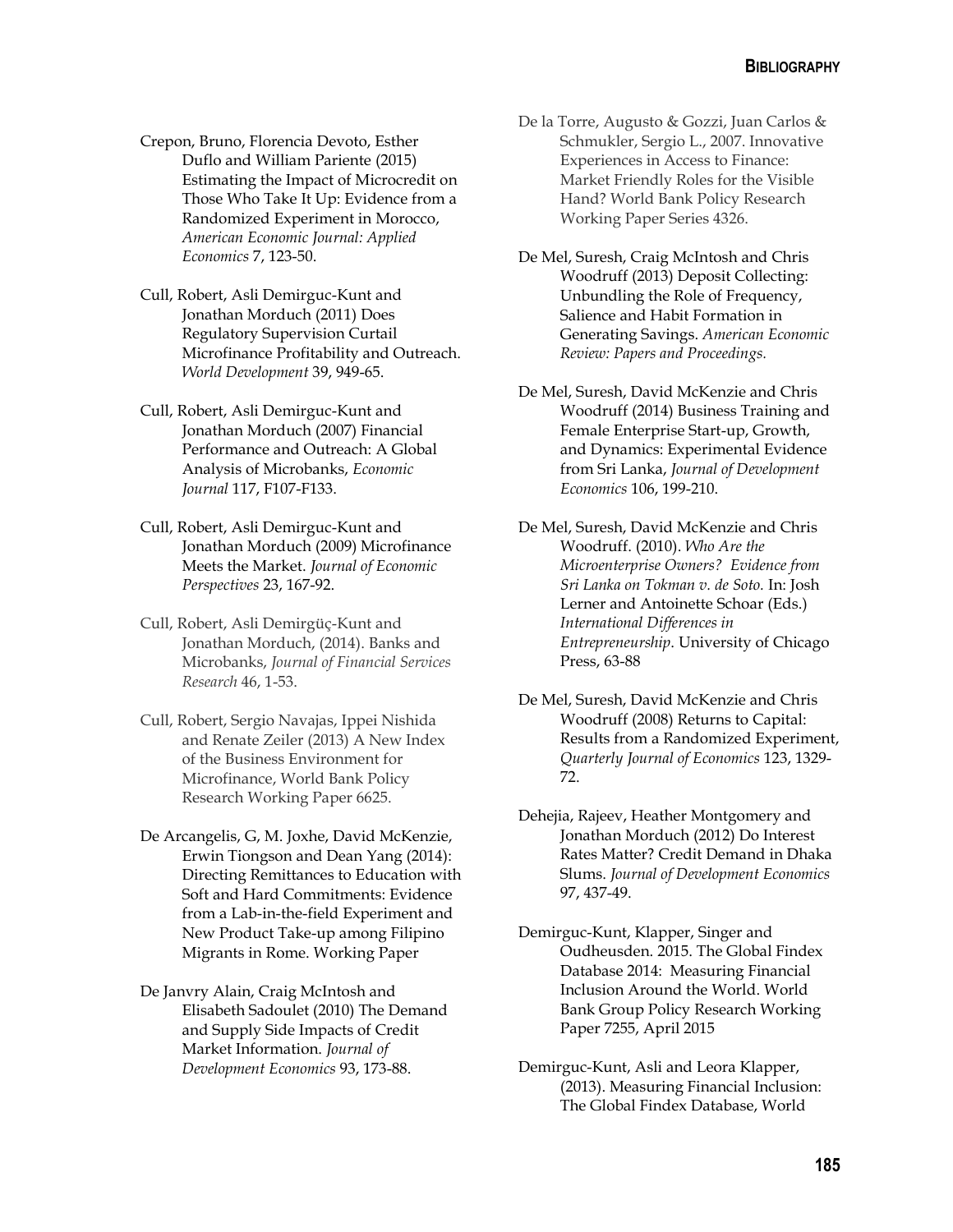Crepon, Bruno, Florencia Devoto, Esther Duflo and William Pariente (2015) Estimating the Impact of Microcredit on Those Who Take It Up: Evidence from a Randomized Experiment in Morocco, *American Economic Journal: Applied Economics* 7, 123-50.

Cull, Robert, Asli Demirguc-Kunt and Jonathan Morduch (2011) Does Regulatory Supervision Curtail Microfinance Profitability and Outreach. *World Development* 39, 949-65.

Cull, Robert, Asli Demirguc-Kunt and Jonathan Morduch (2007) Financial Performance and Outreach: A Global Analysis of Microbanks, *Economic Journal* 117, F107-F133.

Cull, Robert, Asli Demirguc-Kunt and Jonathan Morduch (2009) Microfinance Meets the Market. *Journal of Economic Perspectives* 23, 167-92.

Cull, Robert, Asli Demirgüç-Kunt and Jonathan Morduch, (2014). Banks and Microbanks, *Journal of Financial Services Research* 46, 1-53.

Cull, Robert, Sergio Navajas, Ippei Nishida and Renate Zeiler (2013) A New Index of the Business Environment for Microfinance, World Bank Policy Research Working Paper 6625.

De Arcangelis, G, M. Joxhe, David McKenzie, Erwin Tiongson and Dean Yang (2014): Directing Remittances to Education with Soft and Hard Commitments: Evidence from a Lab-in-the-field Experiment and New Product Take-up among Filipino Migrants in Rome. Working Paper

De Janvry Alain, Craig McIntosh and Elisabeth Sadoulet (2010) The Demand and Supply Side Impacts of Credit Market Information. *Journal of Development Economics* 93, 173-88.

De la Torre, Augusto & Gozzi, Juan Carlos & Schmukler, Sergio L., 2007. Innovative Experiences in Access to Finance: Market Friendly Roles for the Visible Hand? World Bank Policy Research Working Paper Series 4326.

De Mel, Suresh, Craig McIntosh and Chris Woodruff (2013) Deposit Collecting: Unbundling the Role of Frequency, Salience and Habit Formation in Generating Savings. *American Economic Review: Papers and Proceedings*.

De Mel, Suresh, David McKenzie and Chris Woodruff (2014) Business Training and Female Enterprise Start-up, Growth, and Dynamics: Experimental Evidence from Sri Lanka, *Journal of Development Economics* 106, 199-210.

De Mel, Suresh, David McKenzie and Chris Woodruff. (2010). *Who Are the Microenterprise Owners? Evidence from Sri Lanka on Tokman v. de Soto.* In: Josh Lerner and Antoinette Schoar (Eds.) *International Differences in Entrepreneurship*. University of Chicago Press, 63-88

De Mel, Suresh, David McKenzie and Chris Woodruff (2008) Returns to Capital: Results from a Randomized Experiment, *Quarterly Journal of Economics* 123, 1329-72.

Dehejia, Rajeev, Heather Montgomery and Jonathan Morduch (2012) Do Interest Rates Matter? Credit Demand in Dhaka Slums. *Journal of Development Economics* 97, 437-49.

Demirguc-Kunt, Klapper, Singer and Oudheusden. 2015. The Global Findex Database 2014: Measuring Financial Inclusion Around the World. World Bank Group Policy Research Working Paper 7255, April 2015

Demirguc-Kunt, Asli and Leora Klapper, (2013). Measuring Financial Inclusion: The Global Findex Database, World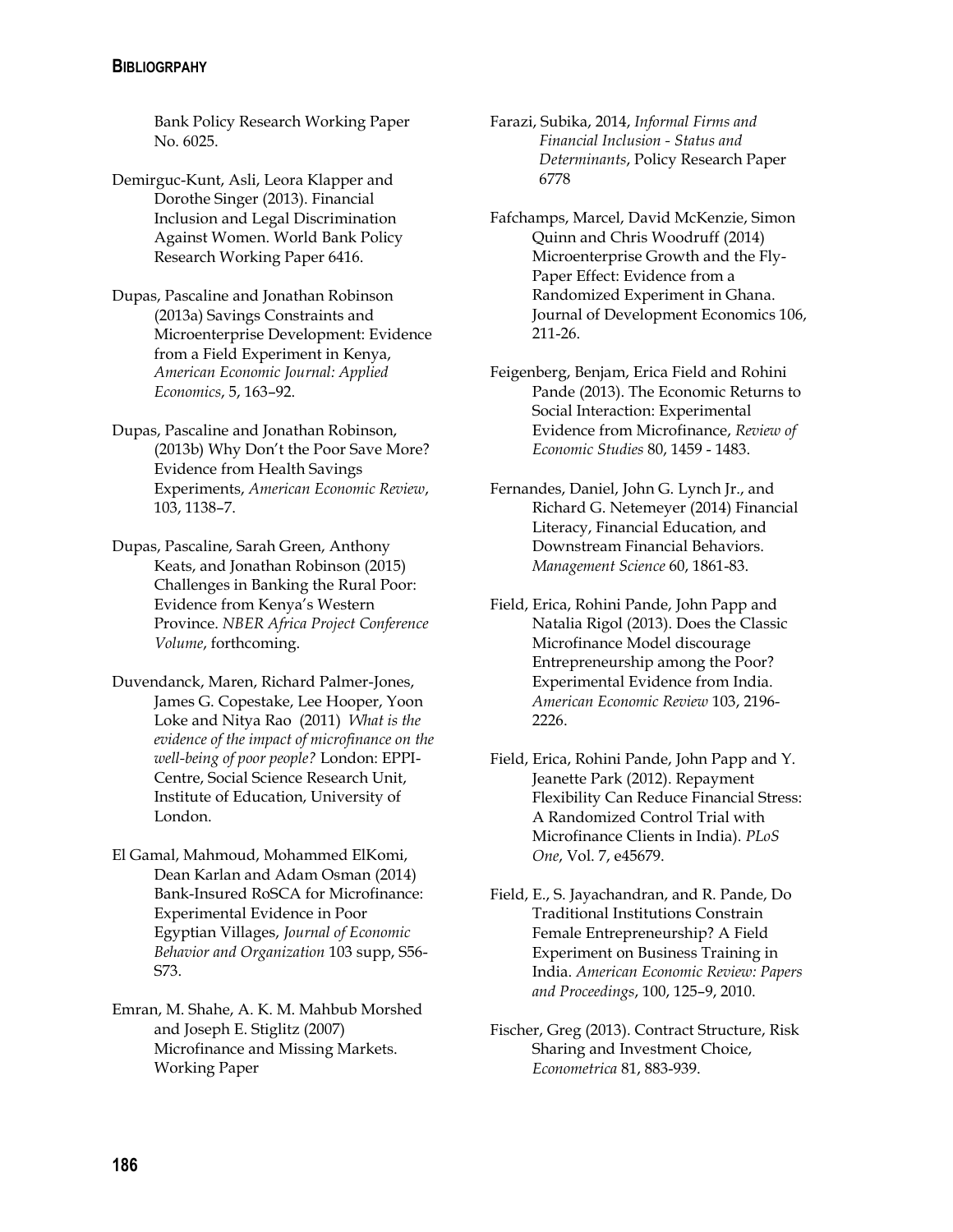Bank Policy Research Working Paper No. 6025.

Demirguc-Kunt, Asli, Leora Klapper and Dorothe Singer (2013). Financial Inclusion and Legal Discrimination Against Women. World Bank Policy Research Working Paper 6416.

Dupas, Pascaline and Jonathan Robinson (2013a) Savings Constraints and Microenterprise Development: Evidence from a Field Experiment in Kenya, *American Economic Journal: Applied Economics*, 5, 163–92.

Dupas, Pascaline and Jonathan Robinson, (2013b) Why Don't the Poor Save More? Evidence from Health Savings Experiments, *American Economic Review*, 103, 1138–7.

Dupas, Pascaline, Sarah Green, Anthony Keats, and Jonathan Robinson (2015) Challenges in Banking the Rural Poor: Evidence from Kenya's Western Province. *NBER Africa Project Conference Volume*, forthcoming.

Duvendanck, Maren, Richard Palmer-Jones, James G. Copestake, Lee Hooper, Yoon Loke and Nitya Rao (2011) *What is the evidence of the impact of microfinance on the well-being of poor people?* London: EPPI-Centre, Social Science Research Unit, Institute of Education, University of London.

El Gamal, Mahmoud, Mohammed ElKomi, Dean Karlan and Adam Osman (2014) Bank-Insured RoSCA for Microfinance: Experimental Evidence in Poor Egyptian Villages, *Journal of Economic Behavior and Organization* 103 supp, S56-S73.

Emran, M. Shahe, A. K. M. Mahbub Morshed and Joseph E. Stiglitz (2007) Microfinance and Missing Markets. Working Paper

Farazi, Subika, 2014, *Informal Firms and Financial Inclusion - Status and Determinants*, Policy Research Paper 6778

Fafchamps, Marcel, David McKenzie, Simon Quinn and Chris Woodruff (2014) Microenterprise Growth and the Fly-Paper Effect: Evidence from a Randomized Experiment in Ghana. Journal of Development Economics 106, 211-26.

Feigenberg, Benjam, Erica Field and Rohini Pande (2013). The Economic Returns to Social Interaction: Experimental Evidence from Microfinance, *Review of Economic Studies* 80, 1459 - 1483.

Fernandes, Daniel, John G. Lynch Jr., and Richard G. Netemeyer (2014) Financial Literacy, Financial Education, and Downstream Financial Behaviors. *Management Science* 60, 1861-83.

Field, Erica, Rohini Pande, John Papp and Natalia Rigol (2013). Does the Classic Microfinance Model discourage Entrepreneurship among the Poor? Experimental Evidence from India. *American Economic Review* 103, 2196-2226.

Field, Erica, Rohini Pande, John Papp and Y. Jeanette Park (2012). Repayment Flexibility Can Reduce Financial Stress: A Randomized Control Trial with Microfinance Clients in India). *PLoS One*, Vol. 7, e45679.

Field, E., S. Jayachandran, and R. Pande, Do Traditional Institutions Constrain Female Entrepreneurship? A Field Experiment on Business Training in India. *American Economic Review: Papers and Proceedings*, 100, 125–9, 2010.

Fischer, Greg (2013). Contract Structure, Risk Sharing and Investment Choice, *Econometrica* 81, 883-939.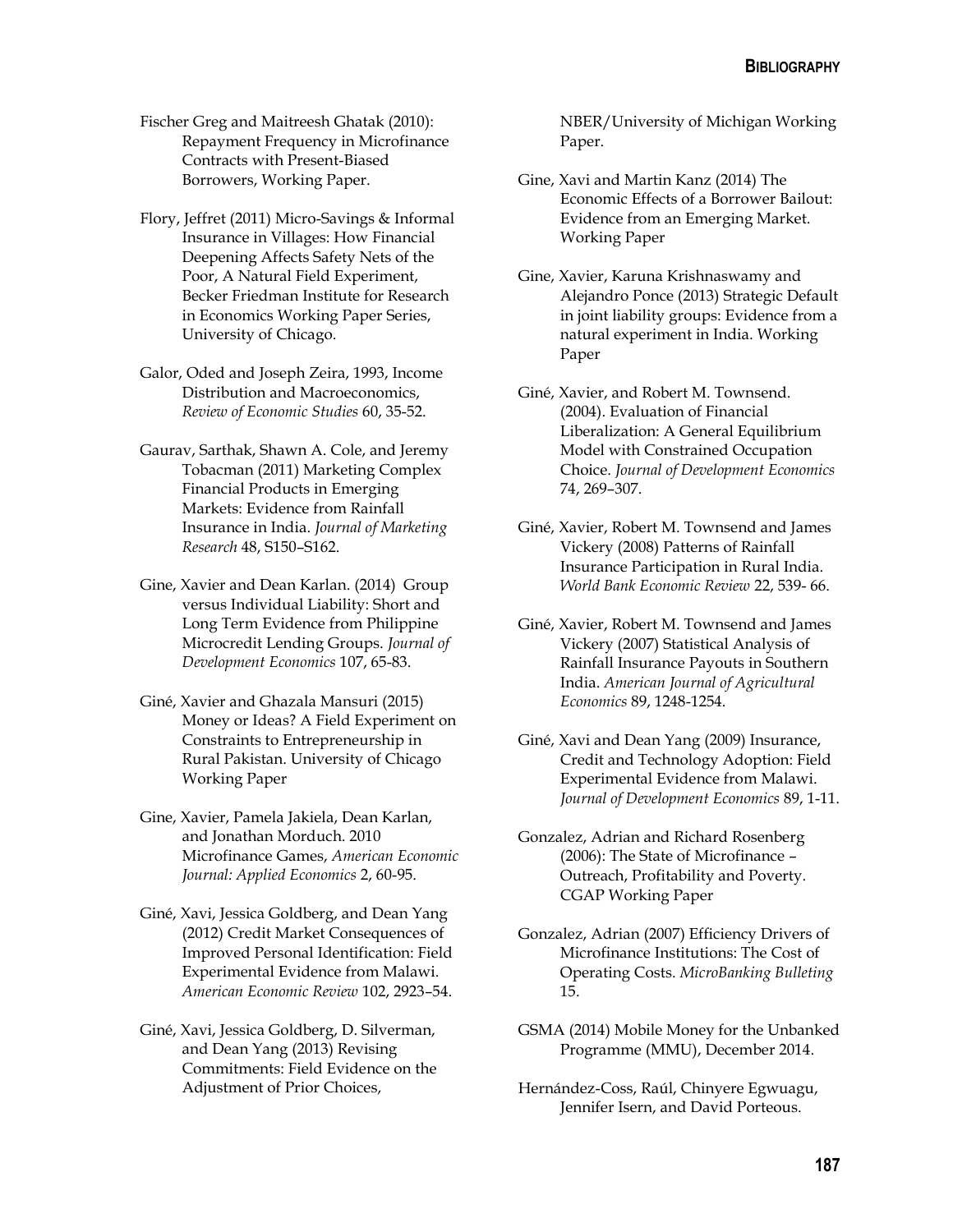Fischer Greg and Maitreesh Ghatak (2010): Repayment Frequency in Microfinance Contracts with Present-Biased Borrowers, Working Paper.

Flory, Jeffret (2011) Micro-Savings & Informal Insurance in Villages: How Financial Deepening Affects Safety Nets of the Poor, A Natural Field Experiment, Becker Friedman Institute for Research in Economics Working Paper Series, University of Chicago.

Galor, Oded and Joseph Zeira, 1993, Income Distribution and Macroeconomics, *Review of Economic Studies* 60, 35-52.

Gaurav, Sarthak, Shawn A. Cole, and Jeremy Tobacman (2011) Marketing Complex Financial Products in Emerging Markets: Evidence from Rainfall Insurance in India. *Journal of Marketing Research* 48, S150–S162.

Gine, Xavier and Dean Karlan. (2014) Group versus Individual Liability: Short and Long Term Evidence from Philippine Microcredit Lending Groups. *Journal of Development Economics* 107, 65-83.

Giné, Xavier and Ghazala Mansuri (2015) Money or Ideas? A Field Experiment on Constraints to Entrepreneurship in Rural Pakistan. University of Chicago Working Paper

Gine, Xavier, Pamela Jakiela, Dean Karlan, and Jonathan Morduch. 2010 Microfinance Games, *American Economic Journal: Applied Economics* 2, 60-95.

Giné, Xavi, Jessica Goldberg, and Dean Yang (2012) Credit Market Consequences of Improved Personal Identification: Field Experimental Evidence from Malawi. *American Economic Review* 102, 2923–54.

Giné, Xavi, Jessica Goldberg, D. Silverman, and Dean Yang (2013) Revising Commitments: Field Evidence on the Adjustment of Prior Choices, NBER/University of Michigan Working Paper.

Gine, Xavi and Martin Kanz (2014) The Economic Effects of a Borrower Bailout: Evidence from an Emerging Market. Working Paper

Gine, Xavier, Karuna Krishnaswamy and Alejandro Ponce (2013) Strategic Default in joint liability groups: Evidence from a natural experiment in India. Working Paper

Giné, Xavier, and Robert M. Townsend. (2004). Evaluation of Financial Liberalization: A General Equilibrium Model with Constrained Occupation Choice. *Journal of Development Economics* 74, 269–307.

Giné, Xavier, Robert M. Townsend and James Vickery (2008) Patterns of Rainfall Insurance Participation in Rural India. *World Bank Economic Review* 22, 539- 66.

Giné, Xavier, Robert M. Townsend and James Vickery (2007) Statistical Analysis of Rainfall Insurance Payouts in Southern India. *American Journal of Agricultural Economics* 89, 1248-1254.

Giné, Xavi and Dean Yang (2009) Insurance, Credit and Technology Adoption: Field Experimental Evidence from Malawi. *Journal of Development Economics* 89, 1-11.

Gonzalez, Adrian and Richard Rosenberg (2006): The State of Microfinance – Outreach, Profitability and Poverty. CGAP Working Paper

Gonzalez, Adrian (2007) Efficiency Drivers of Microfinance Institutions: The Cost of Operating Costs. *MicroBanking Bulleting* 15.

GSMA (2014) Mobile Money for the Unbanked Programme (MMU), December 2014.

Hernández-Coss, Raúl, Chinyere Egwuagu, Jennifer Isern, and David Porteous.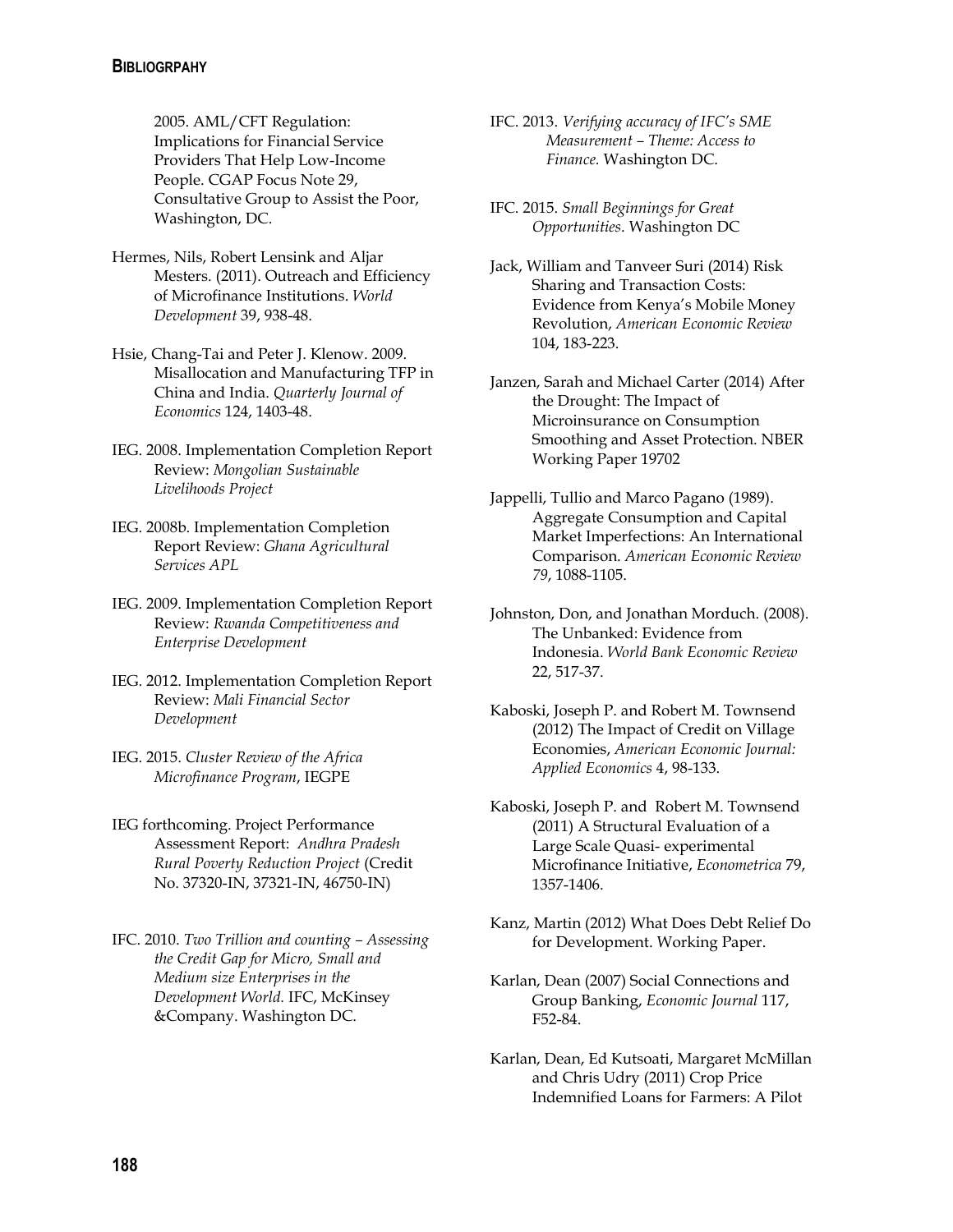2005. AML/CFT Regulation: Implications for Financial Service Providers That Help Low-Income People. CGAP Focus Note 29, Consultative Group to Assist the Poor, Washington, DC.

Hermes, Nils, Robert Lensink and Aljar Mesters. (2011). Outreach and Efficiency of Microfinance Institutions. *World Development* 39, 938-48.

Hsie, Chang-Tai and Peter J. Klenow. 2009. Misallocation and Manufacturing TFP in China and India. *Quarterly Journal of Economics* 124, 1403-48.

IEG. 2008. Implementation Completion Report Review: *Mongolian Sustainable Livelihoods Project*

IEG. 2008b. Implementation Completion Report Review: *Ghana Agricultural Services APL*

IEG. 2009. Implementation Completion Report Review: *Rwanda Competitiveness and Enterprise Development*

IEG. 2012. Implementation Completion Report Review: *Mali Financial Sector Development*

IEG. 2015. *Cluster Review of the Africa Microfinance Program*, IEGPE

IEG forthcoming. Project Performance Assessment Report: *Andhra Pradesh Rural Poverty Reduction Project* (Credit No. 37320-IN, 37321-IN, 46750-IN)

IFC. 2010. *Two Trillion and counting – Assessing the Credit Gap for Micro, Small and Medium size Enterprises in the Development World.* IFC, McKinsey &Company. Washington DC.

IFC. 2013. *Verifying accuracy of IFC's SME Measurement – Theme: Access to Finance*. Washington DC.

IFC. 2015. *Small Beginnings for Great Opportunities*. Washington DC

Jack, William and Tanveer Suri (2014) Risk Sharing and Transaction Costs: Evidence from Kenya's Mobile Money Revolution, *American Economic Review* 104, 183-223.

Janzen, Sarah and Michael Carter (2014) After the Drought: The Impact of Microinsurance on Consumption Smoothing and Asset Protection. NBER Working Paper 19702

Jappelli, Tullio and Marco Pagano (1989). Aggregate Consumption and Capital Market Imperfections: An International Comparison. *American Economic Review 79*, 1088-1105.

Johnston, Don, and Jonathan Morduch. (2008). The Unbanked: Evidence from Indonesia. *World Bank Economic Review* 22, 517-37.

Kaboski, Joseph P. and Robert M. Townsend (2012) The Impact of Credit on Village Economies, *American Economic Journal: Applied Economics* 4, 98-133.

Kaboski, Joseph P. and Robert M. Townsend (2011) A Structural Evaluation of a Large Scale Quasi- experimental Microfinance Initiative, *Econometrica* 79, 1357-1406.

Kanz, Martin (2012) What Does Debt Relief Do for Development. Working Paper.

Karlan, Dean (2007) Social Connections and Group Banking, *Economic Journal* 117, F52-84.

Karlan, Dean, Ed Kutsoati, Margaret McMillan and Chris Udry (2011) Crop Price Indemnified Loans for Farmers: A Pilot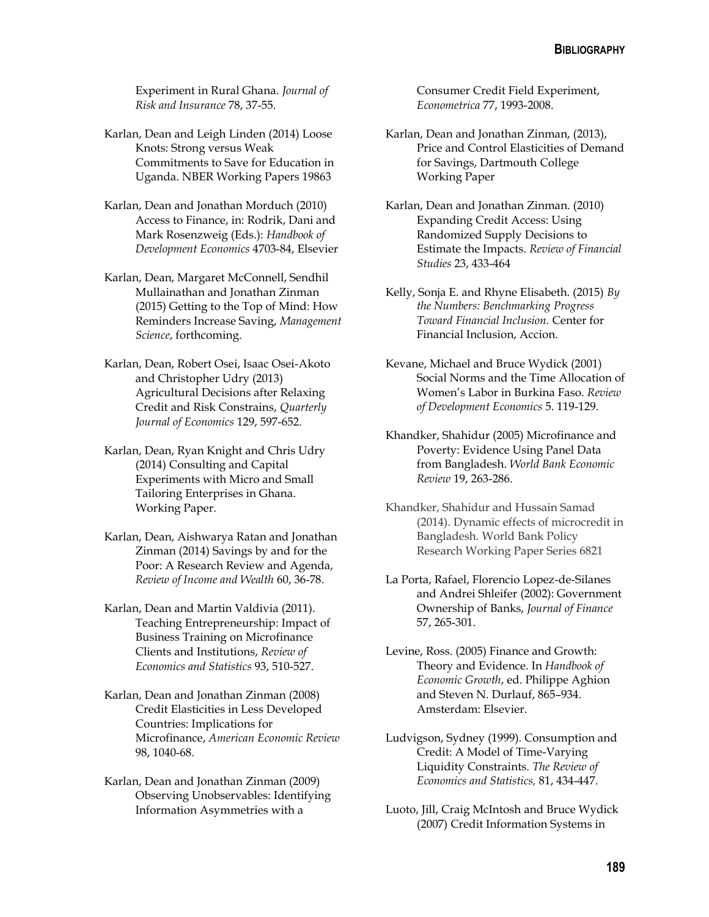Experiment in Rural Ghana. *Journal of Risk and Insurance* 78, 37-55.

Karlan, Dean and Leigh Linden (2014) Loose Knots: Strong versus Weak Commitments to Save for Education in Uganda. NBER Working Papers 19863

Karlan, Dean and Jonathan Morduch (2010) Access to Finance, in: Rodrik, Dani and Mark Rosenzweig (Eds.): *Handbook of Development Economics* 4703-84, Elsevier

Karlan, Dean, Margaret McConnell, Sendhil Mullainathan and Jonathan Zinman (2015) Getting to the Top of Mind: How Reminders Increase Saving, *Management Science*, forthcoming.

Karlan, Dean, Robert Osei, Isaac Osei-Akoto and Christopher Udry (2013) Agricultural Decisions after Relaxing Credit and Risk Constrains, *Quarterly Journal of Economics* 129, 597-652.

Karlan, Dean, Ryan Knight and Chris Udry (2014) Consulting and Capital Experiments with Micro and Small Tailoring Enterprises in Ghana. Working Paper.

Karlan, Dean, Aishwarya Ratan and Jonathan Zinman (2014) Savings by and for the Poor: A Research Review and Agenda, *Review of Income and Wealth* 60, 36-78.

Karlan, Dean and Martin Valdivia (2011). Teaching Entrepreneurship: Impact of Business Training on Microfinance Clients and Institutions, *Review of Economics and Statistics* 93, 510-527.

Karlan, Dean and Jonathan Zinman (2008) Credit Elasticities in Less Developed Countries: Implications for Microfinance, *American Economic Review* 98, 1040-68.

Karlan, Dean and Jonathan Zinman (2009) Observing Unobservables: Identifying Information Asymmetries with a Consumer Credit Field Experiment, *Econometrica* 77, 1993-2008.

Karlan, Dean and Jonathan Zinman, (2013), Price and Control Elasticities of Demand for Savings, Dartmouth College Working Paper

Karlan, Dean and Jonathan Zinman. (2010) Expanding Credit Access: Using Randomized Supply Decisions to Estimate the Impacts. *Review of Financial Studies* 23, 433-464

Kelly, Sonja E. and Rhyne Elisabeth. (2015) *By the Numbers: Benchmarking Progress Toward Financial Inclusion.* Center for Financial Inclusion, Accion.

Kevane, Michael and Bruce Wydick (2001) Social Norms and the Time Allocation of Women's Labor in Burkina Faso. *Review of Development Economics* 5. 119-129.

Khandker, Shahidur (2005) Microfinance and Poverty: Evidence Using Panel Data from Bangladesh. *World Bank Economic Review* 19, 263-286.

Khandker, Shahidur and Hussain Samad (2014). Dynamic effects of microcredit in Bangladesh. World Bank Policy Research Working Paper Series 6821

La Porta, Rafael, Florencio Lopez-de-Silanes and Andrei Shleifer (2002): Government Ownership of Banks, *Journal of Finance* 57, 265-301.

Levine, Ross. (2005) Finance and Growth: Theory and Evidence. In *Handbook of Economic Growth*, ed. Philippe Aghion and Steven N. Durlauf, 865–934. Amsterdam: Elsevier.

Ludvigson, Sydney (1999). Consumption and Credit: A Model of Time-Varying Liquidity Constraints. *The Review of Economics and Statistics,* 81, 434-447.

Luoto, Jill, Craig McIntosh and Bruce Wydick (2007) Credit Information Systems in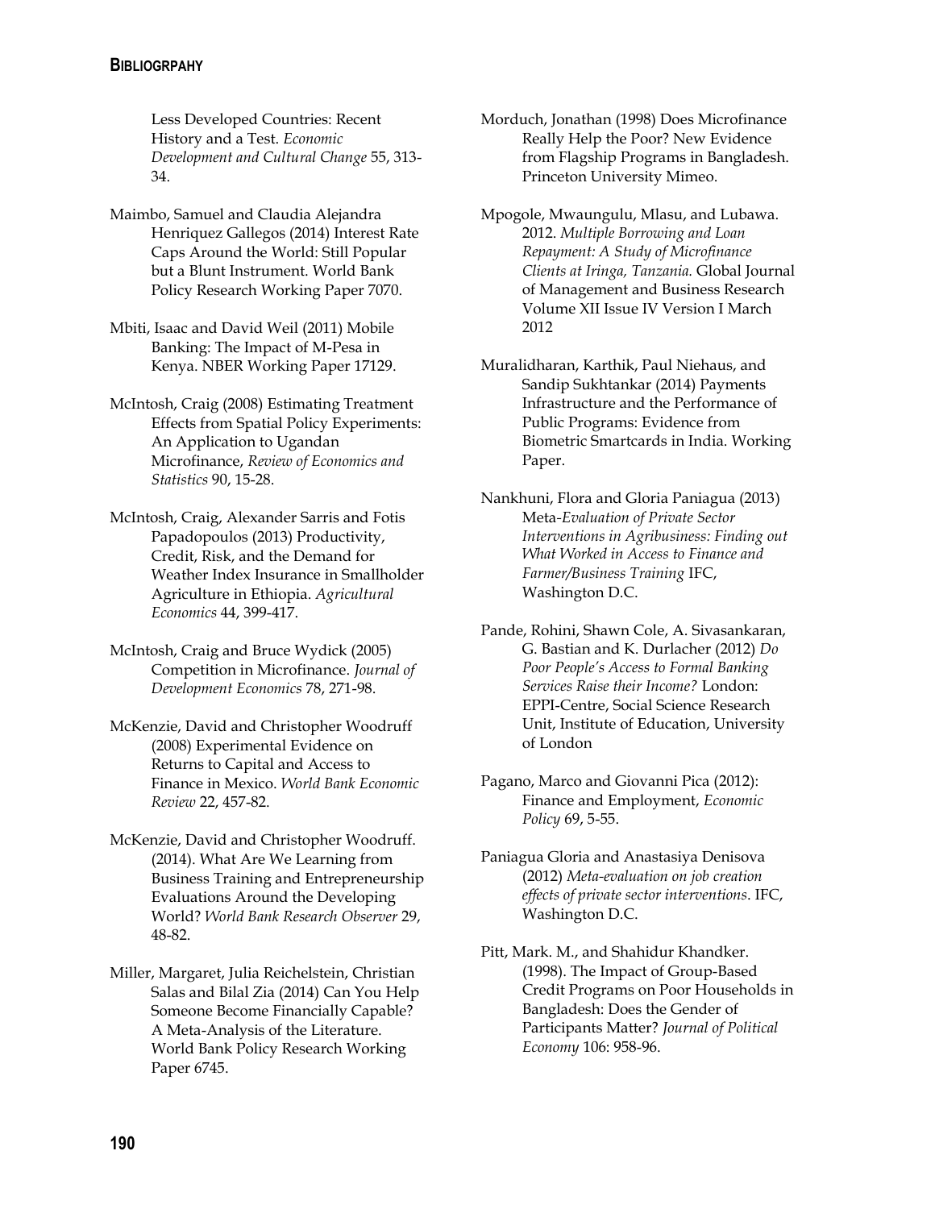Less Developed Countries: Recent History and a Test. *Economic Development and Cultural Change* 55, 313-34.

Maimbo, Samuel and Claudia Alejandra Henriquez Gallegos (2014) Interest Rate Caps Around the World: Still Popular but a Blunt Instrument. World Bank Policy Research Working Paper 7070.

Mbiti, Isaac and David Weil (2011) Mobile Banking: The Impact of M-Pesa in Kenya. NBER Working Paper 17129.

McIntosh, Craig (2008) Estimating Treatment Effects from Spatial Policy Experiments: An Application to Ugandan Microfinance, *Review of Economics and Statistics* 90, 15-28.

McIntosh, Craig, Alexander Sarris and Fotis Papadopoulos (2013) Productivity, Credit, Risk, and the Demand for Weather Index Insurance in Smallholder Agriculture in Ethiopia. *Agricultural Economics* 44, 399-417.

McIntosh, Craig and Bruce Wydick (2005) Competition in Microfinance. *Journal of Development Economics* 78, 271-98.

McKenzie, David and Christopher Woodruff (2008) Experimental Evidence on Returns to Capital and Access to Finance in Mexico. *World Bank Economic Review* 22, 457-82.

McKenzie, David and Christopher Woodruff. (2014). What Are We Learning from Business Training and Entrepreneurship Evaluations Around the Developing World? *World Bank Research Observer* 29, 48-82.

Miller, Margaret, Julia Reichelstein, Christian Salas and Bilal Zia (2014) Can You Help Someone Become Financially Capable? A Meta-Analysis of the Literature. World Bank Policy Research Working Paper 6745.

Morduch, Jonathan (1998) Does Microfinance Really Help the Poor? New Evidence from Flagship Programs in Bangladesh. Princeton University Mimeo.

Mpogole, Mwaungulu, Mlasu, and Lubawa. 2012. *Multiple Borrowing and Loan Repayment: A Study of Microfinance Clients at Iringa, Tanzania.* Global Journal of Management and Business Research Volume XII Issue IV Version I March 2012

Muralidharan, Karthik, Paul Niehaus, and Sandip Sukhtankar (2014) Payments Infrastructure and the Performance of Public Programs: Evidence from Biometric Smartcards in India. Working Paper.

Nankhuni, Flora and Gloria Paniagua (2013) Meta-*Evaluation of Private Sector Interventions in Agribusiness: Finding out What Worked in Access to Finance and Farmer/Business Training* IFC, Washington D.C.

Pande, Rohini, Shawn Cole, A. Sivasankaran, G. Bastian and K. Durlacher (2012) *Do Poor People's Access to Formal Banking Services Raise their Income?* London: EPPI-Centre, Social Science Research Unit, Institute of Education, University of London

Pagano, Marco and Giovanni Pica (2012): Finance and Employment, *Economic Policy* 69, 5-55.

Paniagua Gloria and Anastasiya Denisova (2012) *Meta-evaluation on job creation effects of private sector interventions*. IFC, Washington D.C.

Pitt, Mark. M., and Shahidur Khandker. (1998). The Impact of Group-Based Credit Programs on Poor Households in Bangladesh: Does the Gender of Participants Matter? *Journal of Political Economy* 106: 958-96.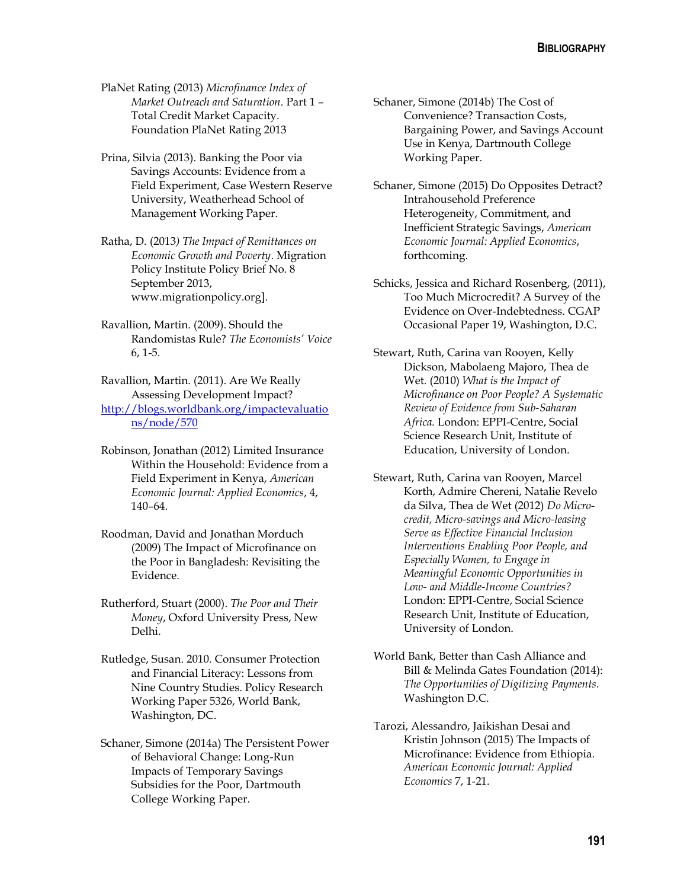PlaNet Rating (2013) *Microfinance Index of Market Outreach and Saturation*. Part 1 – Total Credit Market Capacity. Foundation PlaNet Rating 2013

Prina, Silvia (2013). Banking the Poor via Savings Accounts: Evidence from a Field Experiment, Case Western Reserve University, Weatherhead School of Management Working Paper.

Ratha, D. (2013*) The Impact of Remittances on Economic Growth and Poverty*. Migration Policy Institute Policy Brief No. 8 September 2013, www.migrationpolicy.org].

Ravallion, Martin. (2009). Should the Randomistas Rule? *The Economists' Voice* 6, 1-5.

Ravallion, Martin. (2011). Are We Really Assessing Development Impact? http://blogs.worldbank.org/impactevaluations/node/570

Robinson, Jonathan (2012) Limited Insurance Within the Household: Evidence from a Field Experiment in Kenya, *American Economic Journal: Applied Economics*, 4, 140–64.

Roodman, David and Jonathan Morduch (2009) The Impact of Microfinance on the Poor in Bangladesh: Revisiting the Evidence.

Rutherford, Stuart (2000). *The Poor and Their Money*, Oxford University Press, New Delhi.

Rutledge, Susan. 2010. Consumer Protection and Financial Literacy: Lessons from Nine Country Studies. Policy Research Working Paper 5326, World Bank, Washington, DC.

Schaner, Simone (2014a) The Persistent Power of Behavioral Change: Long-Run Impacts of Temporary Savings Subsidies for the Poor, Dartmouth College Working Paper.

Schaner, Simone (2014b) The Cost of Convenience? Transaction Costs, Bargaining Power, and Savings Account Use in Kenya, Dartmouth College Working Paper.

Schaner, Simone (2015) Do Opposites Detract? Intrahousehold Preference Heterogeneity, Commitment, and Inefficient Strategic Savings, *American Economic Journal: Applied Economics*, forthcoming.

Schicks, Jessica and Richard Rosenberg, (2011), Too Much Microcredit? A Survey of the Evidence on Over-Indebtedness. CGAP Occasional Paper 19, Washington, D.C.

Stewart, Ruth, Carina van Rooyen, Kelly Dickson, Mabolaeng Majoro, Thea de Wet. (2010) *What is the Impact of Microfinance on Poor People? A Systematic Review of Evidence from Sub-Saharan Africa.* London: EPPI-Centre, Social Science Research Unit, Institute of Education, University of London.

Stewart, Ruth, Carina van Rooyen, Marcel Korth, Admire Chereni, Natalie Revelo da Silva, Thea de Wet (2012) *Do Micro-credit, Micro-savings and Micro-leasing Serve as Effective Financial Inclusion Interventions Enabling Poor People, and Especially Women, to Engage in Meaningful Economic Opportunities in Low- and Middle-Income Countries?* London: EPPI-Centre, Social Science Research Unit, Institute of Education, University of London.

World Bank, Better than Cash Alliance and Bill & Melinda Gates Foundation (2014): *The Opportunities of Digitizing Payments.* Washington D.C.

Tarozi, Alessandro, Jaikishan Desai and Kristin Johnson (2015) The Impacts of Microfinance: Evidence from Ethiopia. *American Economic Journal: Applied Economics* 7, 1-21.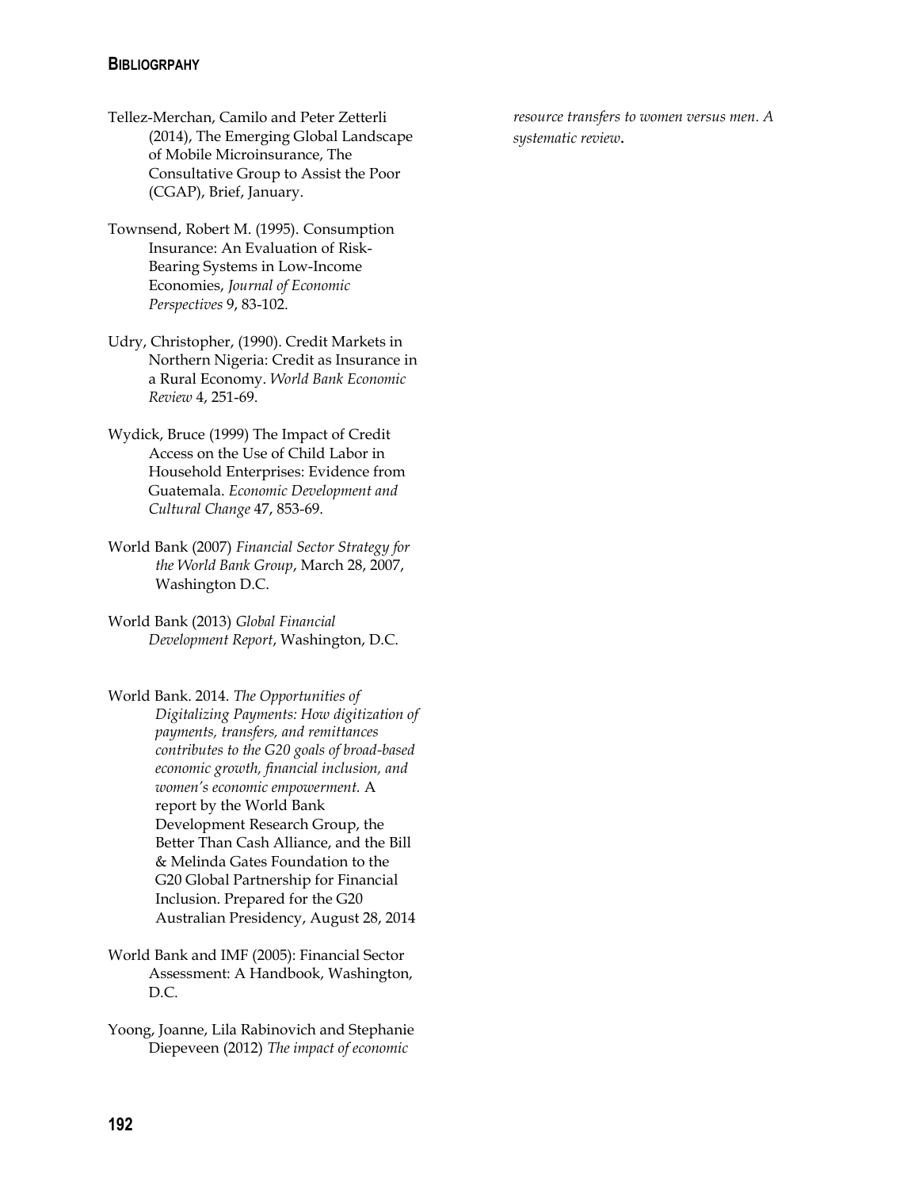Tellez-Merchan, Camilo and Peter Zetterli (2014), The Emerging Global Landscape of Mobile Microinsurance, The Consultative Group to Assist the Poor (CGAP), Brief, January.

Townsend, Robert M. (1995). Consumption Insurance: An Evaluation of Risk-Bearing Systems in Low-Income Economies, *Journal of Economic Perspectives* 9, 83-102.

Udry, Christopher, (1990). Credit Markets in Northern Nigeria: Credit as Insurance in a Rural Economy. *World Bank Economic Review* 4, 251-69.

Wydick, Bruce (1999) The Impact of Credit Access on the Use of Child Labor in Household Enterprises: Evidence from Guatemala. *Economic Development and Cultural Change* 47, 853-69.

World Bank (2007) *Financial Sector Strategy for the World Bank Group*, March 28, 2007, Washington D.C.

World Bank (2013) *Global Financial Development Report*, Washington, D.C.

World Bank. 2014. *The Opportunities of Digitalizing Payments: How digitization of payments, transfers, and remittances contributes to the G20 goals of broad-based economic growth, financial inclusion, and women's economic empowerment.* A report by the World Bank Development Research Group, the Better Than Cash Alliance, and the Bill & Melinda Gates Foundation to the G20 Global Partnership for Financial Inclusion. Prepared for the G20 Australian Presidency, August 28, 2014

World Bank and IMF (2005): Financial Sector Assessment: A Handbook, Washington, D.C.

Yoong, Joanne, Lila Rabinovich and Stephanie Diepeveen (2012) *The impact of economic resource transfers to women versus men. A systematic review*.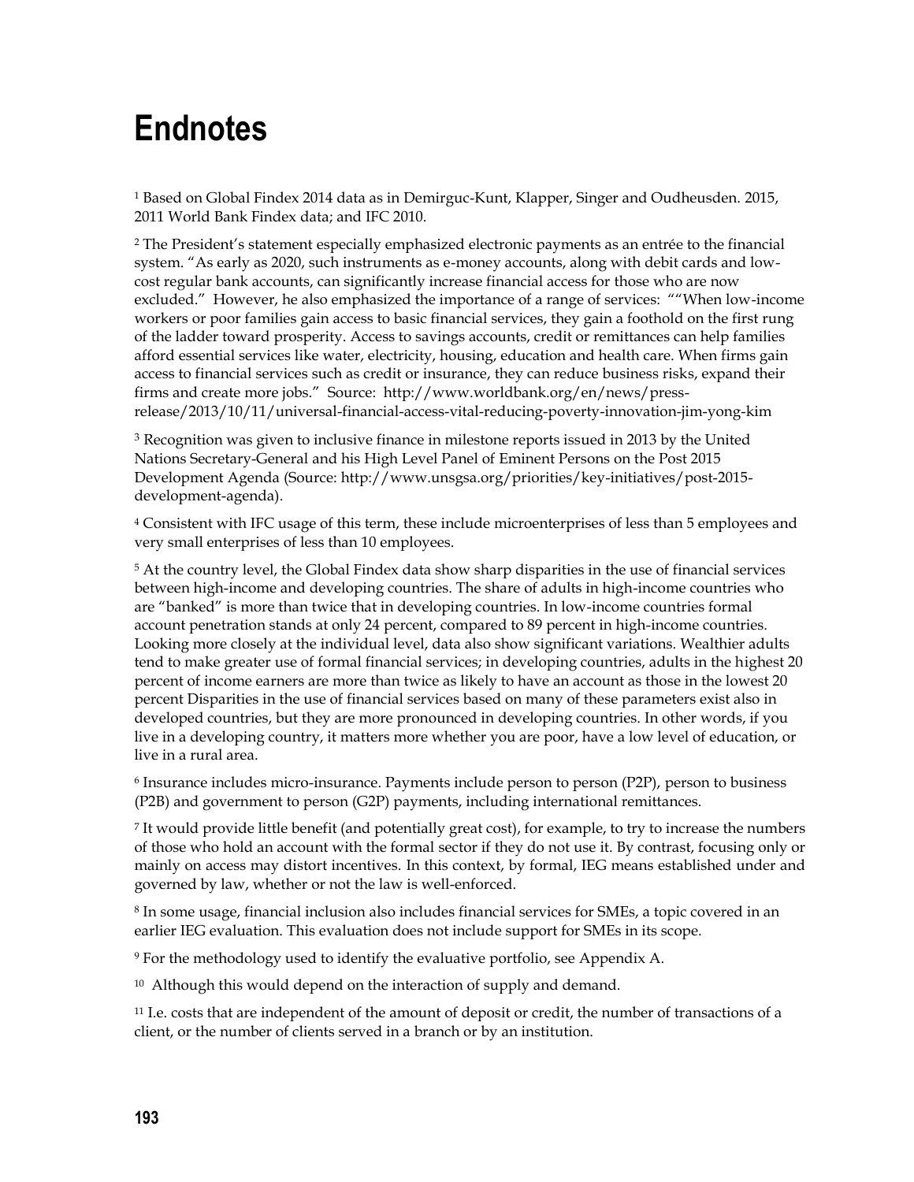# Endnotes

[1] Based on Global Findex 2014 data as in Demirguc-Kunt, Klapper, Singer and Oudheusden. 2015, 2011 World Bank Findex data; and IFC 2010.

[2] The President's statement especially emphasized electronic payments as an entrée to the financial system. "As early as 2020, such instruments as e-money accounts, along with debit cards and low-cost regular bank accounts, can significantly increase financial access for those who are now excluded." However, he also emphasized the importance of a range of services: ""When low-income workers or poor families gain access to basic financial services, they gain a foothold on the first rung of the ladder toward prosperity. Access to savings accounts, credit or remittances can help families afford essential services like water, electricity, housing, education and health care. When firms gain access to financial services such as credit or insurance, they can reduce business risks, expand their firms and create more jobs." Source: http://www.worldbank.org/en/news/press-release/2013/10/11/universal-financial-access-vital-reducing-poverty-innovation-jim-yong-kim

[3] Recognition was given to inclusive finance in milestone reports issued in 2013 by the United Nations Secretary-General and his High Level Panel of Eminent Persons on the Post 2015 Development Agenda (Source: http://www.unsgsa.org/priorities/key-initiatives/post-2015-development-agenda).

[4] Consistent with IFC usage of this term, these include microenterprises of less than 5 employees and very small enterprises of less than 10 employees.

[5] At the country level, the Global Findex data show sharp disparities in the use of financial services between high-income and developing countries. The share of adults in high-income countries who are "banked" is more than twice that in developing countries. In low-income countries formal account penetration stands at only 24 percent, compared to 89 percent in high-income countries. Looking more closely at the individual level, data also show significant variations. Wealthier adults tend to make greater use of formal financial services; in developing countries, adults in the highest 20 percent of income earners are more than twice as likely to have an account as those in the lowest 20 percent Disparities in the use of financial services based on many of these parameters exist also in developed countries, but they are more pronounced in developing countries. In other words, if you live in a developing country, it matters more whether you are poor, have a low level of education, or live in a rural area.

[6] Insurance includes micro-insurance. Payments include person to person (P2P), person to business (P2B) and government to person (G2P) payments, including international remittances.

[7] It would provide little benefit (and potentially great cost), for example, to try to increase the numbers of those who hold an account with the formal sector if they do not use it. By contrast, focusing only or mainly on access may distort incentives. In this context, by formal, IEG means established under and governed by law, whether or not the law is well-enforced.

[8] In some usage, financial inclusion also includes financial services for SMEs, a topic covered in an earlier IEG evaluation. This evaluation does not include support for SMEs in its scope.

[9] For the methodology used to identify the evaluative portfolio, see Appendix A.

[10] Although this would depend on the interaction of supply and demand.

[11] I.e. costs that are independent of the amount of deposit or credit, the number of transactions of a client, or the number of clients served in a branch or by an institution.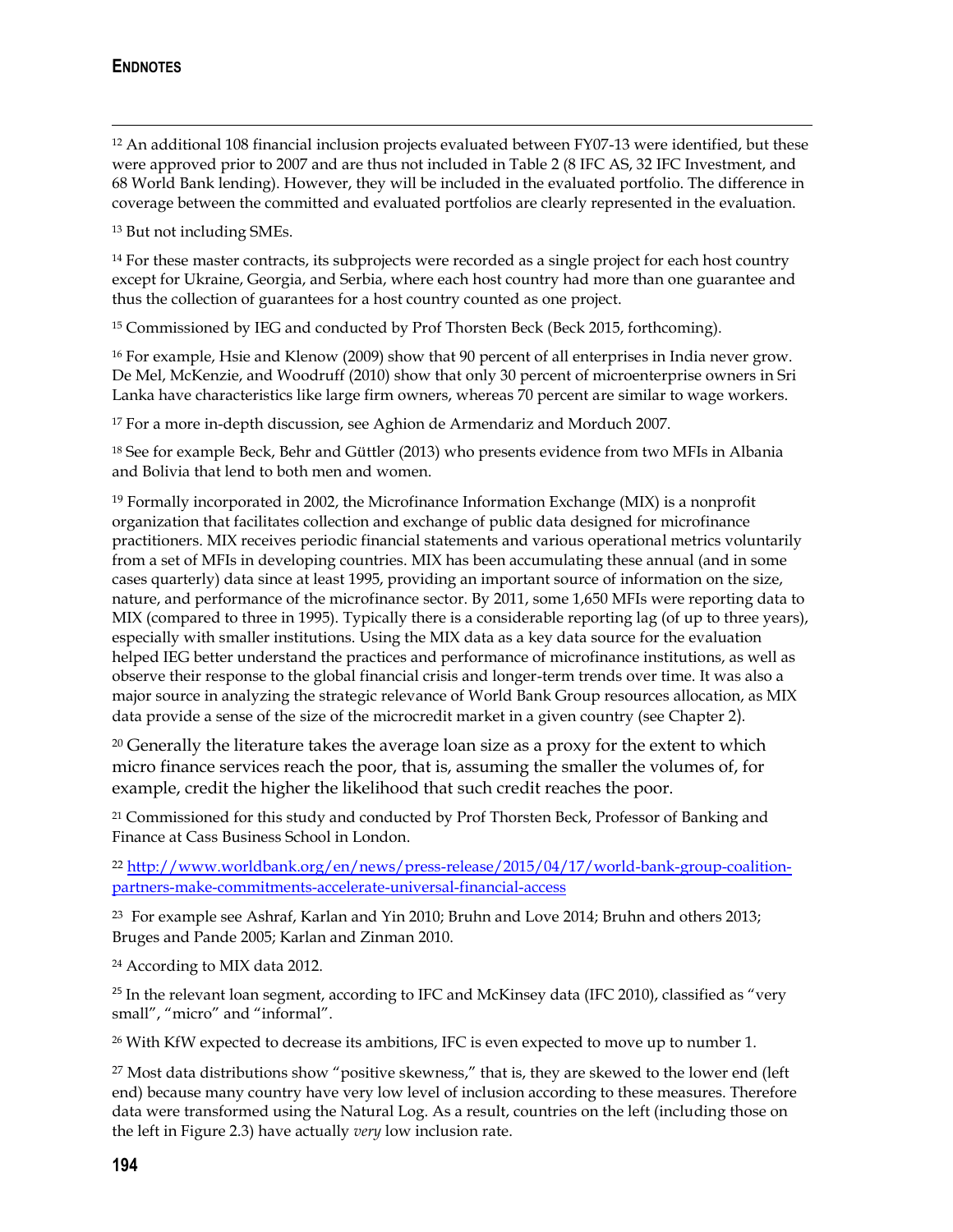**ENDNOTES**

[12] An additional 108 financial inclusion projects evaluated between FY07-13 were identified, but these were approved prior to 2007 and are thus not included in Table 2 (8 IFC AS, 32 IFC Investment, and 68 World Bank lending). However, they will be included in the evaluated portfolio. The difference in coverage between the committed and evaluated portfolios are clearly represented in the evaluation.

[13] But not including SMEs.

[14] For these master contracts, its subprojects were recorded as a single project for each host country except for Ukraine, Georgia, and Serbia, where each host country had more than one guarantee and thus the collection of guarantees for a host country counted as one project.

[15] Commissioned by IEG and conducted by Prof Thorsten Beck (Beck 2015, forthcoming).

[16] For example, Hsie and Klenow (2009) show that 90 percent of all enterprises in India never grow. De Mel, McKenzie, and Woodruff (2010) show that only 30 percent of microenterprise owners in Sri Lanka have characteristics like large firm owners, whereas 70 percent are similar to wage workers.

[17] For a more in-depth discussion, see Aghion de Armendariz and Morduch 2007.

[18] See for example Beck, Behr and Güttler (2013) who presents evidence from two MFIs in Albania and Bolivia that lend to both men and women.

[19] Formally incorporated in 2002, the Microfinance Information Exchange (MIX) is a nonprofit organization that facilitates collection and exchange of public data designed for microfinance practitioners. MIX receives periodic financial statements and various operational metrics voluntarily from a set of MFIs in developing countries. MIX has been accumulating these annual (and in some cases quarterly) data since at least 1995, providing an important source of information on the size, nature, and performance of the microfinance sector. By 2011, some 1,650 MFIs were reporting data to MIX (compared to three in 1995). Typically there is a considerable reporting lag (of up to three years), especially with smaller institutions. Using the MIX data as a key data source for the evaluation helped IEG better understand the practices and performance of microfinance institutions, as well as observe their response to the global financial crisis and longer-term trends over time. It was also a major source in analyzing the strategic relevance of World Bank Group resources allocation, as MIX data provide a sense of the size of the microcredit market in a given country (see Chapter 2).

[20] Generally the literature takes the average loan size as a proxy for the extent to which micro finance services reach the poor, that is, assuming the smaller the volumes of, for example, credit the higher the likelihood that such credit reaches the poor.

[21] Commissioned for this study and conducted by Prof Thorsten Beck, Professor of Banking and Finance at Cass Business School in London.

[22] [http://www.worldbank.org/en/news/press-release/2015/04/17/world-bank-group-coalition-partners-make-commitments-accelerate-universal-financial-access](http://www.worldbank.org/en/news/press-release/2015/04/17/world-bank-group-coalition-partners-make-commitments-accelerate-universal-financial-access)

[23] For example see Ashraf, Karlan and Yin 2010; Bruhn and Love 2014; Bruhn and others 2013; Bruges and Pande 2005; Karlan and Zinman 2010.

[24] According to MIX data 2012.

[25] In the relevant loan segment, according to IFC and McKinsey data (IFC 2010), classified as "very small", "micro" and "informal".

[26] With KfW expected to decrease its ambitions, IFC is even expected to move up to number 1.

[27] Most data distributions show "positive skewness," that is, they are skewed to the lower end (left end) because many country have very low level of inclusion according to these measures. Therefore data were transformed using the Natural Log. As a result, countries on the left (including those on the left in Figure 2.3) have actually *very* low inclusion rate.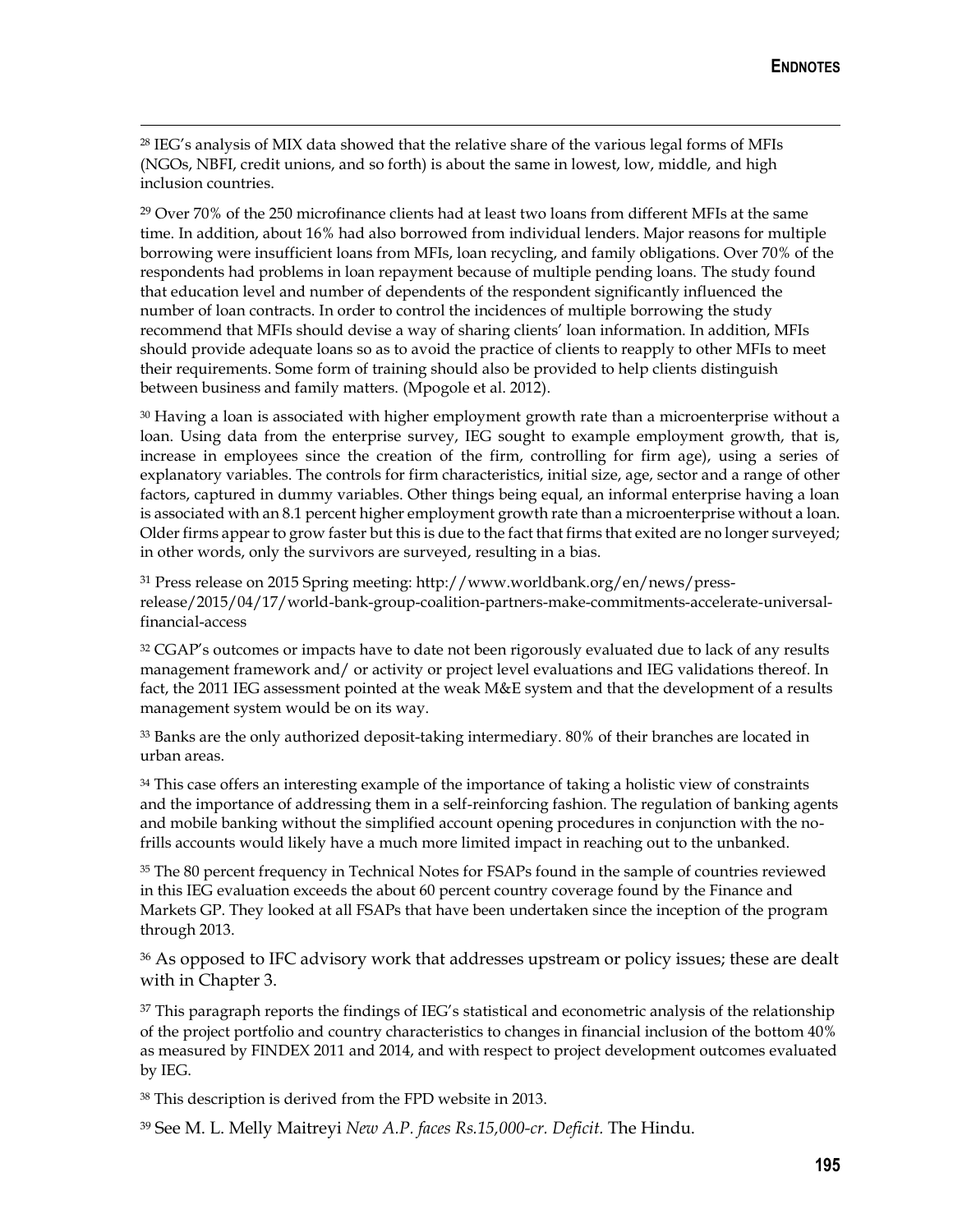[28] IEG's analysis of MIX data showed that the relative share of the various legal forms of MFIs (NGOs, NBFI, credit unions, and so forth) is about the same in lowest, low, middle, and high inclusion countries.

[29] Over 70% of the 250 microfinance clients had at least two loans from different MFIs at the same time. In addition, about 16% had also borrowed from individual lenders. Major reasons for multiple borrowing were insufficient loans from MFIs, loan recycling, and family obligations. Over 70% of the respondents had problems in loan repayment because of multiple pending loans. The study found that education level and number of dependents of the respondent significantly influenced the number of loan contracts. In order to control the incidences of multiple borrowing the study recommend that MFIs should devise a way of sharing clients' loan information. In addition, MFIs should provide adequate loans so as to avoid the practice of clients to reapply to other MFIs to meet their requirements. Some form of training should also be provided to help clients distinguish between business and family matters. (Mpogole et al. 2012).

[30] Having a loan is associated with higher employment growth rate than a microenterprise without a loan. Using data from the enterprise survey, IEG sought to example employment growth, that is, increase in employees since the creation of the firm, controlling for firm age), using a series of explanatory variables. The controls for firm characteristics, initial size, age, sector and a range of other factors, captured in dummy variables. Other things being equal, an informal enterprise having a loan is associated with an 8.1 percent higher employment growth rate than a microenterprise without a loan. Older firms appear to grow faster but this is due to the fact that firms that exited are no longer surveyed; in other words, only the survivors are surveyed, resulting in a bias.

[31] Press release on 2015 Spring meeting: http://www.worldbank.org/en/news/press-release/2015/04/17/world-bank-group-coalition-partners-make-commitments-accelerate-universal-financial-access

[32] CGAP's outcomes or impacts have to date not been rigorously evaluated due to lack of any results management framework and/ or activity or project level evaluations and IEG validations thereof. In fact, the 2011 IEG assessment pointed at the weak M&E system and that the development of a results management system would be on its way.

[33] Banks are the only authorized deposit-taking intermediary. 80% of their branches are located in urban areas.

[34] This case offers an interesting example of the importance of taking a holistic view of constraints and the importance of addressing them in a self-reinforcing fashion. The regulation of banking agents and mobile banking without the simplified account opening procedures in conjunction with the no-frills accounts would likely have a much more limited impact in reaching out to the unbanked.

[35] The 80 percent frequency in Technical Notes for FSAPs found in the sample of countries reviewed in this IEG evaluation exceeds the about 60 percent country coverage found by the Finance and Markets GP. They looked at all FSAPs that have been undertaken since the inception of the program through 2013.

[36] As opposed to IFC advisory work that addresses upstream or policy issues; these are dealt with in Chapter 3.

[37] This paragraph reports the findings of IEG's statistical and econometric analysis of the relationship of the project portfolio and country characteristics to changes in financial inclusion of the bottom 40% as measured by FINDEX 2011 and 2014, and with respect to project development outcomes evaluated by IEG.

[38] This description is derived from the FPD website in 2013.

[39] See M. L. Melly Maitreyi *New A.P. faces Rs.15,000-cr. Deficit.* The Hindu.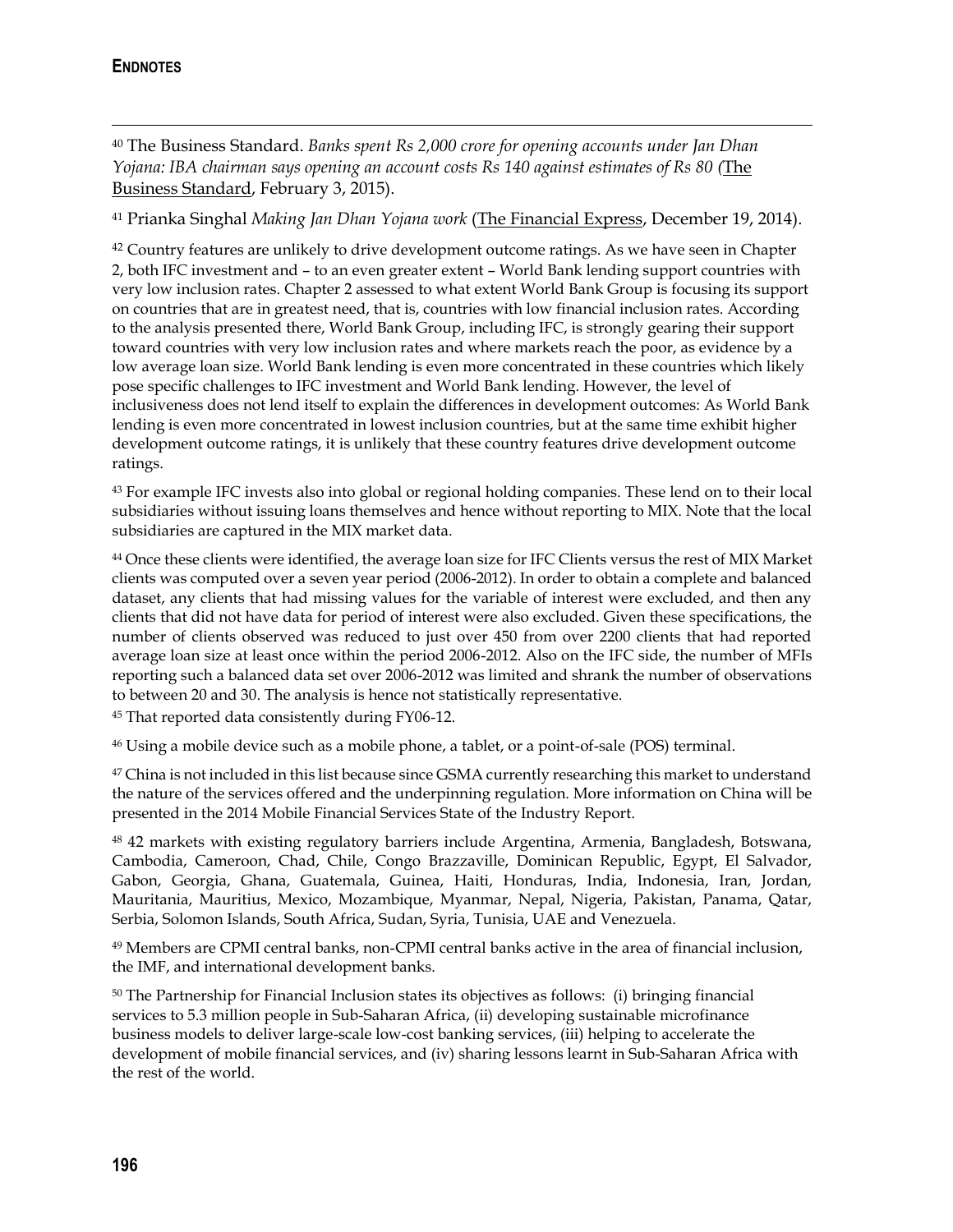## ENDNOTES

[40] The Business Standard. *Banks spent Rs 2,000 crore for opening accounts under Jan Dhan Yojana: IBA chairman says opening an account costs Rs 140 against estimates of Rs 80 (*The Business Standard, February 3, 2015).

[41] Prianka Singhal *Making Jan Dhan Yojana work* (The Financial Express, December 19, 2014).

[42] Country features are unlikely to drive development outcome ratings. As we have seen in Chapter 2, both IFC investment and – to an even greater extent – World Bank lending support countries with very low inclusion rates. Chapter 2 assessed to what extent World Bank Group is focusing its support on countries that are in greatest need, that is, countries with low financial inclusion rates. According to the analysis presented there, World Bank Group, including IFC, is strongly gearing their support toward countries with very low inclusion rates and where markets reach the poor, as evidence by a low average loan size. World Bank lending is even more concentrated in these countries which likely pose specific challenges to IFC investment and World Bank lending. However, the level of inclusiveness does not lend itself to explain the differences in development outcomes: As World Bank lending is even more concentrated in lowest inclusion countries, but at the same time exhibit higher development outcome ratings, it is unlikely that these country features drive development outcome ratings.

[43] For example IFC invests also into global or regional holding companies. These lend on to their local subsidiaries without issuing loans themselves and hence without reporting to MIX. Note that the local subsidiaries are captured in the MIX market data.

[44] Once these clients were identified, the average loan size for IFC Clients versus the rest of MIX Market clients was computed over a seven year period (2006-2012). In order to obtain a complete and balanced dataset, any clients that had missing values for the variable of interest were excluded, and then any clients that did not have data for period of interest were also excluded. Given these specifications, the number of clients observed was reduced to just over 450 from over 2200 clients that had reported average loan size at least once within the period 2006-2012. Also on the IFC side, the number of MFIs reporting such a balanced data set over 2006-2012 was limited and shrank the number of observations to between 20 and 30. The analysis is hence not statistically representative.

[45] That reported data consistently during FY06-12.

[46] Using a mobile device such as a mobile phone, a tablet, or a point-of-sale (POS) terminal.

[47] China is not included in this list because since GSMA currently researching this market to understand the nature of the services offered and the underpinning regulation. More information on China will be presented in the 2014 Mobile Financial Services State of the Industry Report.

[48] 42 markets with existing regulatory barriers include Argentina, Armenia, Bangladesh, Botswana, Cambodia, Cameroon, Chad, Chile, Congo Brazzaville, Dominican Republic, Egypt, El Salvador, Gabon, Georgia, Ghana, Guatemala, Guinea, Haiti, Honduras, India, Indonesia, Iran, Jordan, Mauritania, Mauritius, Mexico, Mozambique, Myanmar, Nepal, Nigeria, Pakistan, Panama, Qatar, Serbia, Solomon Islands, South Africa, Sudan, Syria, Tunisia, UAE and Venezuela.

[49] Members are CPMI central banks, non-CPMI central banks active in the area of financial inclusion, the IMF, and international development banks.

[50] The Partnership for Financial Inclusion states its objectives as follows: (i) bringing financial services to 5.3 million people in Sub-Saharan Africa, (ii) developing sustainable microfinance business models to deliver large-scale low-cost banking services, (iii) helping to accelerate the development of mobile financial services, and (iv) sharing lessons learnt in Sub-Saharan Africa with the rest of the world.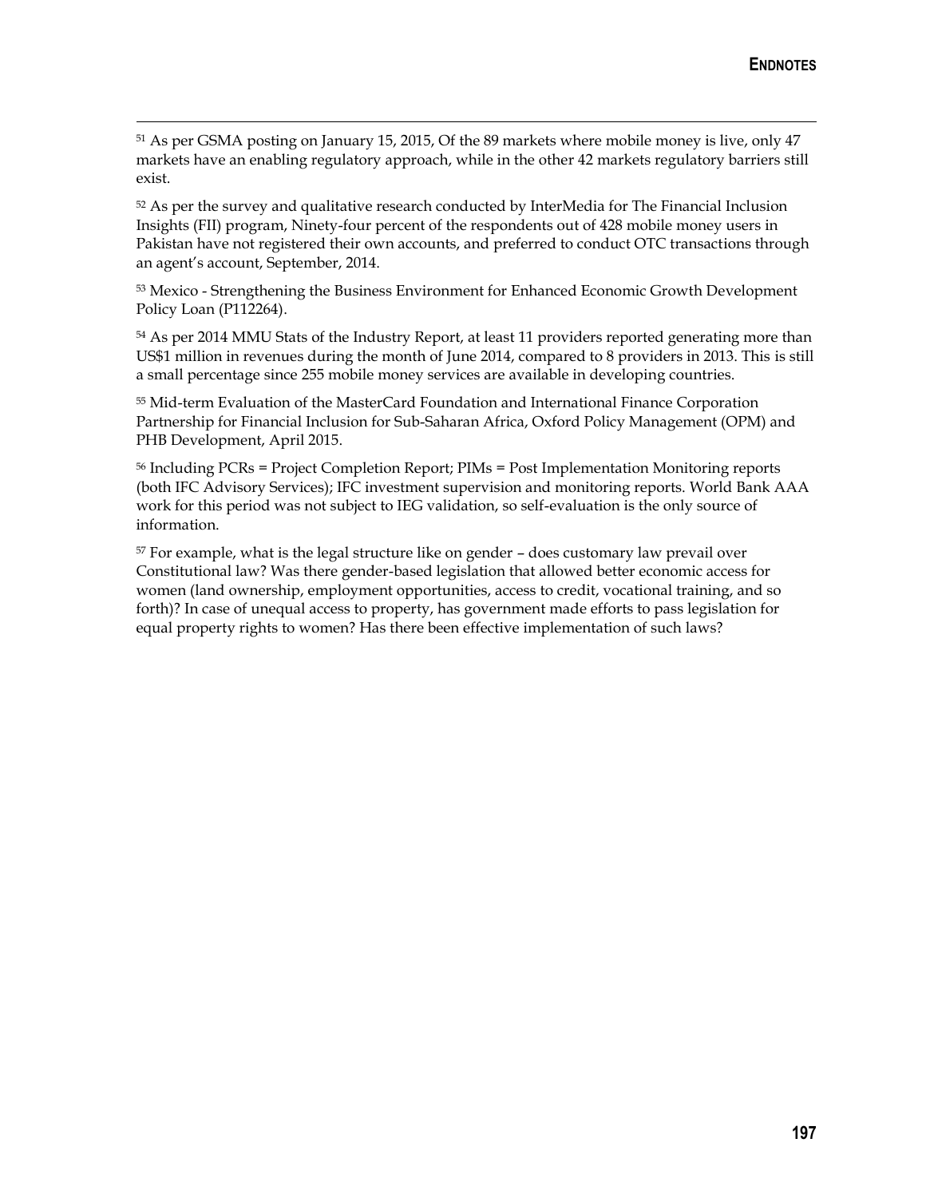[51] As per GSMA posting on January 15, 2015, Of the 89 markets where mobile money is live, only 47 markets have an enabling regulatory approach, while in the other 42 markets regulatory barriers still exist.

[52] As per the survey and qualitative research conducted by InterMedia for The Financial Inclusion Insights (FII) program, Ninety-four percent of the respondents out of 428 mobile money users in Pakistan have not registered their own accounts, and preferred to conduct OTC transactions through an agent's account, September, 2014.

[53] Mexico - Strengthening the Business Environment for Enhanced Economic Growth Development Policy Loan (P112264).

[54] As per 2014 MMU Stats of the Industry Report, at least 11 providers reported generating more than US$1 million in revenues during the month of June 2014, compared to 8 providers in 2013. This is still a small percentage since 255 mobile money services are available in developing countries.

[55] Mid-term Evaluation of the MasterCard Foundation and International Finance Corporation Partnership for Financial Inclusion for Sub-Saharan Africa, Oxford Policy Management (OPM) and PHB Development, April 2015.

[56] Including PCRs = Project Completion Report; PIMs = Post Implementation Monitoring reports (both IFC Advisory Services); IFC investment supervision and monitoring reports. World Bank AAA work for this period was not subject to IEG validation, so self-evaluation is the only source of information.

[57] For example, what is the legal structure like on gender – does customary law prevail over Constitutional law? Was there gender-based legislation that allowed better economic access for women (land ownership, employment opportunities, access to credit, vocational training, and so forth)? In case of unequal access to property, has government made efforts to pass legislation for equal property rights to women? Has there been effective implementation of such laws?